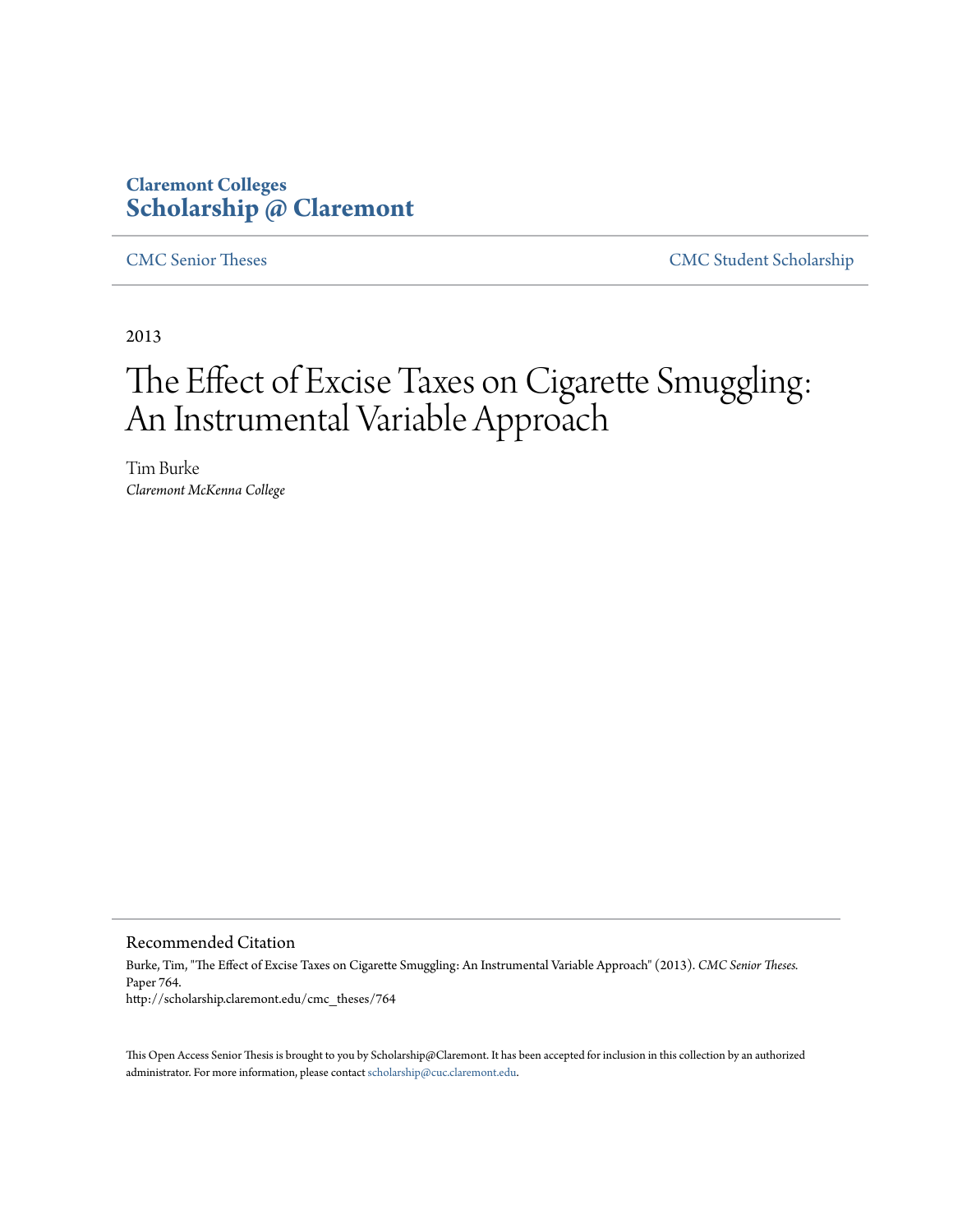**Claremont Colleges**
**Scholarship @ Claremont**

CMC Senior Theses | CMC Student Scholarship

2013

# The Effect of Excise Taxes on Cigarette Smuggling: An Instrumental Variable Approach

Tim Burke
*Claremont McKenna College*

## Recommended Citation

Burke, Tim, "The Effect of Excise Taxes on Cigarette Smuggling: An Instrumental Variable Approach" (2013). *CMC Senior Theses.* Paper 764.
http://scholarship.claremont.edu/cmc_theses/764

This Open Access Senior Thesis is brought to you by Scholarship@Claremont. It has been accepted for inclusion in this collection by an authorized administrator. For more information, please contact scholarship@cuc.claremont.edu.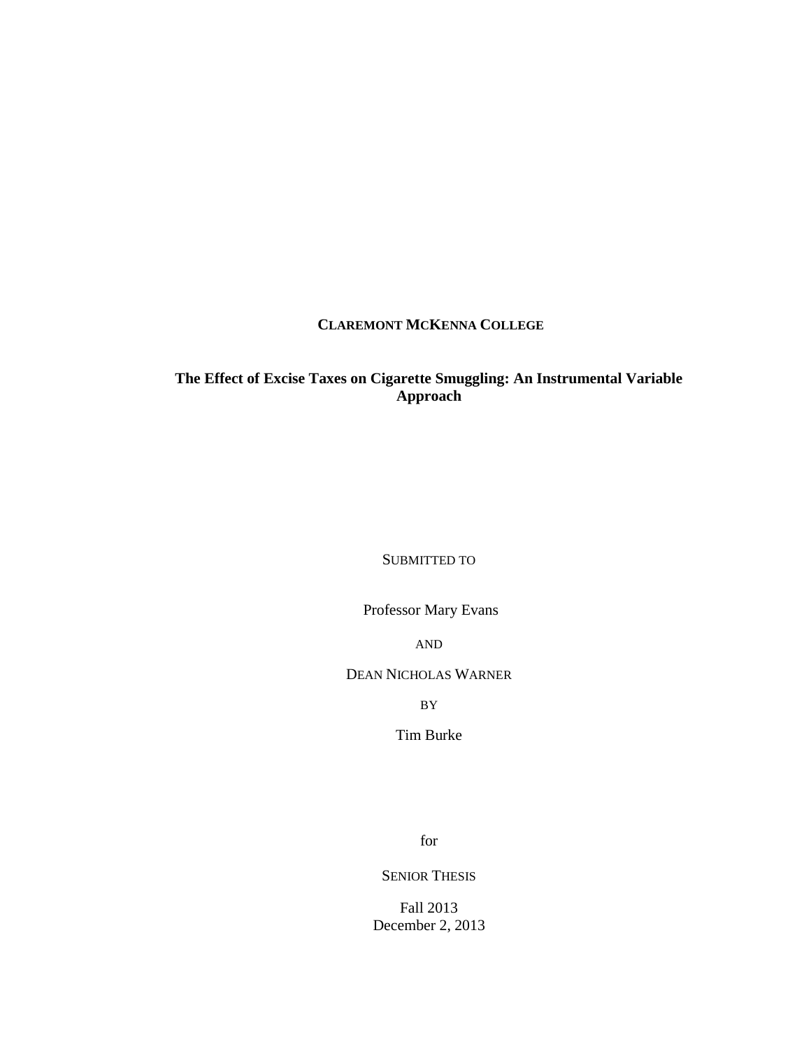**CLAREMONT MCKENNA COLLEGE**

**The Effect of Excise Taxes on Cigarette Smuggling: An Instrumental Variable Approach**

SUBMITTED TO

Professor Mary Evans

AND

DEAN NICHOLAS WARNER

BY

Tim Burke

for

SENIOR THESIS

Fall 2013
December 2, 2013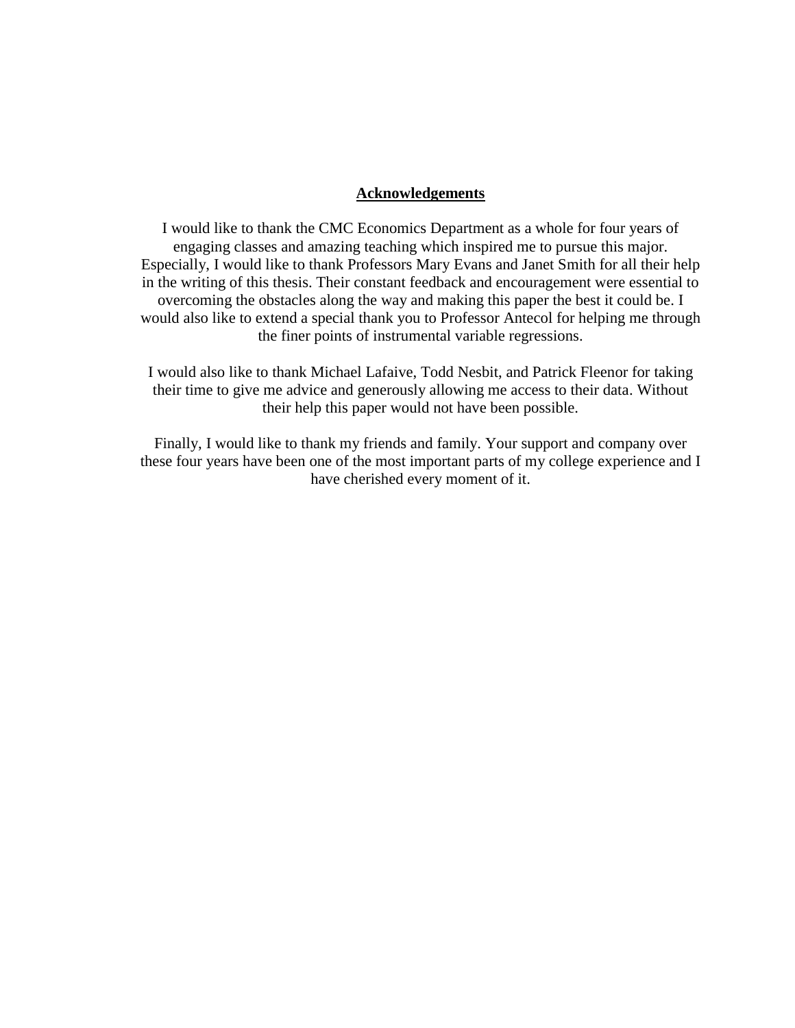## Acknowledgements

I would like to thank the CMC Economics Department as a whole for four years of engaging classes and amazing teaching which inspired me to pursue this major. Especially, I would like to thank Professors Mary Evans and Janet Smith for all their help in the writing of this thesis. Their constant feedback and encouragement were essential to overcoming the obstacles along the way and making this paper the best it could be. I would also like to extend a special thank you to Professor Antecol for helping me through the finer points of instrumental variable regressions.

I would also like to thank Michael Lafaive, Todd Nesbit, and Patrick Fleenor for taking their time to give me advice and generously allowing me access to their data. Without their help this paper would not have been possible.

Finally, I would like to thank my friends and family. Your support and company over these four years have been one of the most important parts of my college experience and I have cherished every moment of it.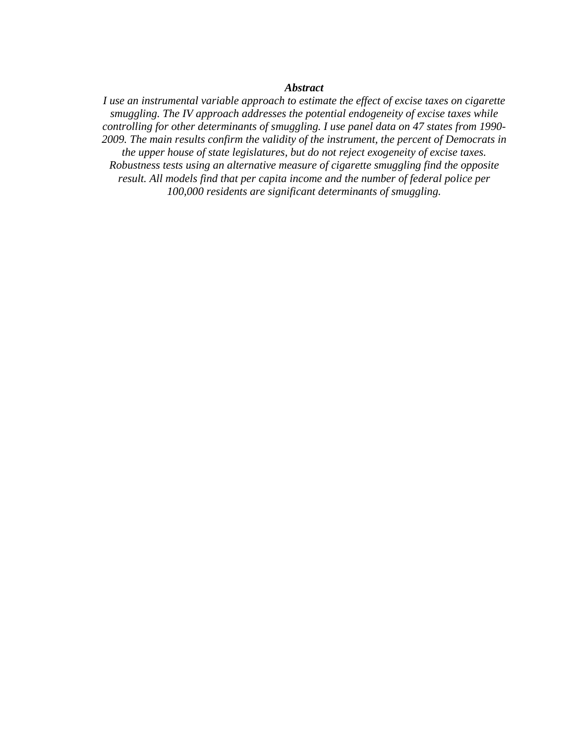***Abstract***

*I use an instrumental variable approach to estimate the effect of excise taxes on cigarette smuggling. The IV approach addresses the potential endogeneity of excise taxes while controlling for other determinants of smuggling. I use panel data on 47 states from 1990-2009. The main results confirm the validity of the instrument, the percent of Democrats in the upper house of state legislatures, but do not reject exogeneity of excise taxes. Robustness tests using an alternative measure of cigarette smuggling find the opposite result. All models find that per capita income and the number of federal police per 100,000 residents are significant determinants of smuggling.*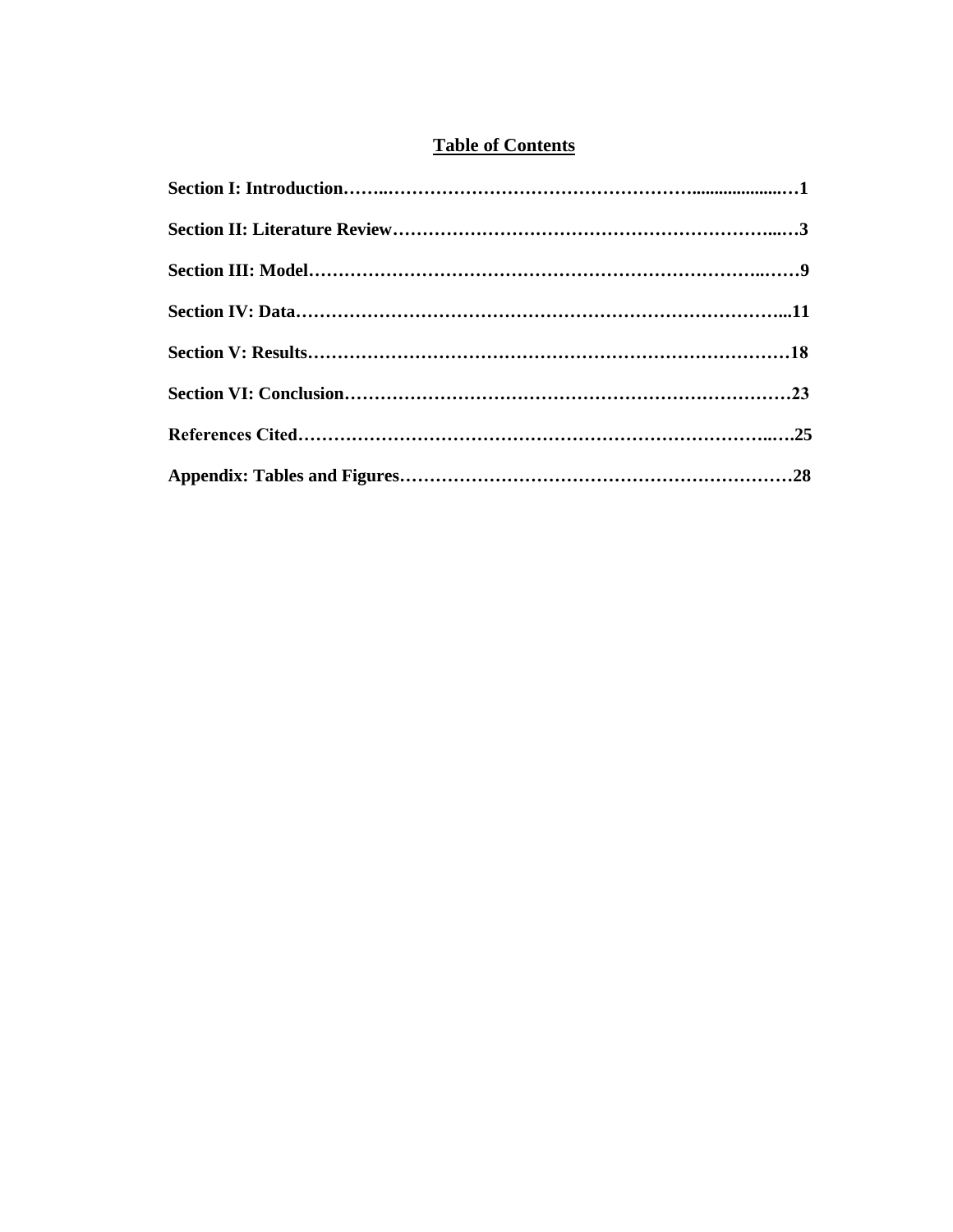# Table of Contents

**Section I: Introduction……..………………………………………………......................…1**

**Section II: Literature Review…………………………………………………………...…3**

**Section III: Model……………………………………………………………………..……9**

**Section IV: Data……………………………………………………………………………...11**

**Section V: Results……………………………………………………………………………18**

**Section VI: Conclusion……………………………………………………………………23**

**References Cited……………………………………………………………………..….25**

**Appendix: Tables and Figures…………………………………………………………28**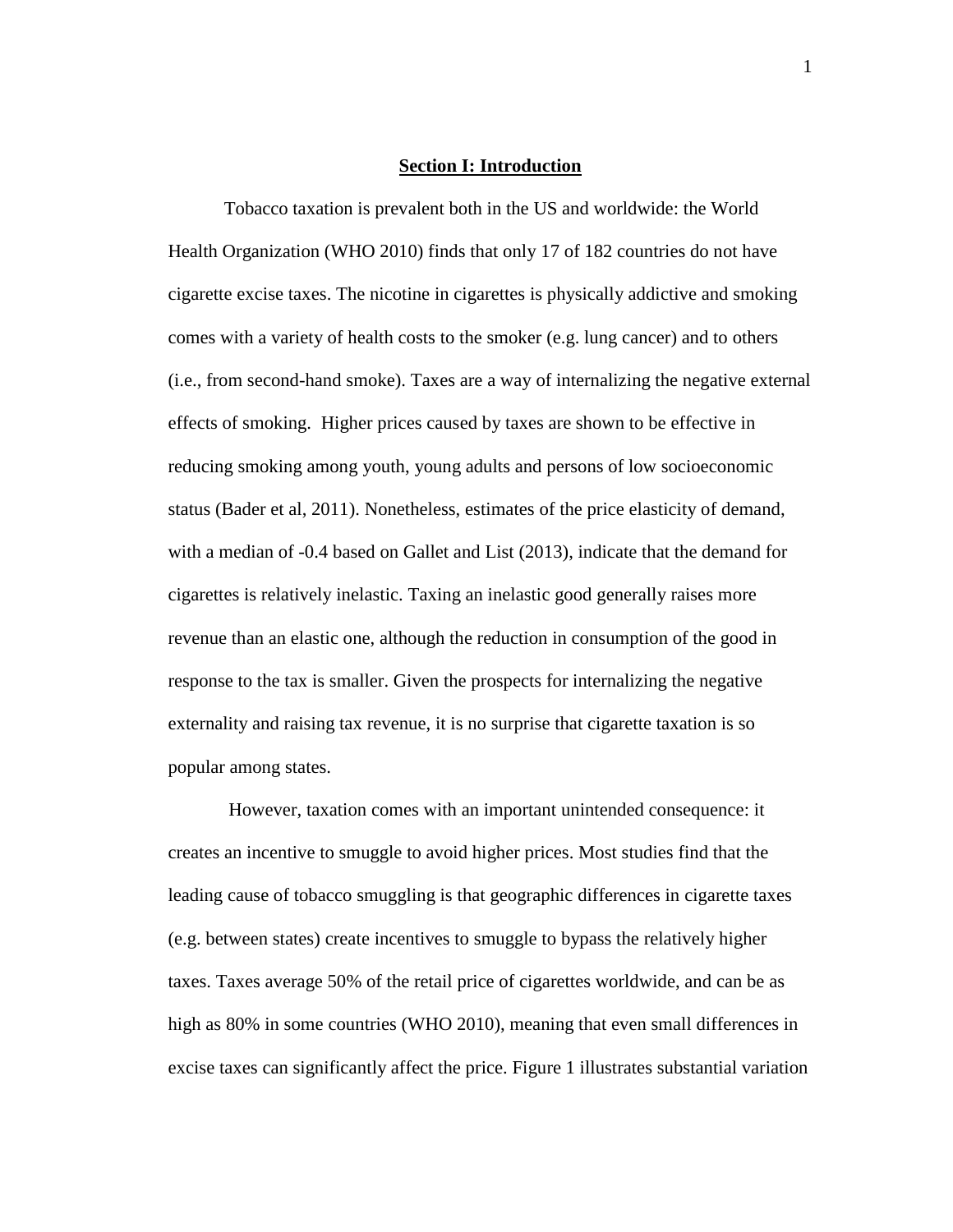## Section I: Introduction

Tobacco taxation is prevalent both in the US and worldwide: the World Health Organization (WHO 2010) finds that only 17 of 182 countries do not have cigarette excise taxes. The nicotine in cigarettes is physically addictive and smoking comes with a variety of health costs to the smoker (e.g. lung cancer) and to others (i.e., from second-hand smoke). Taxes are a way of internalizing the negative external effects of smoking. Higher prices caused by taxes are shown to be effective in reducing smoking among youth, young adults and persons of low socioeconomic status (Bader et al, 2011). Nonetheless, estimates of the price elasticity of demand, with a median of -0.4 based on Gallet and List (2013), indicate that the demand for cigarettes is relatively inelastic. Taxing an inelastic good generally raises more revenue than an elastic one, although the reduction in consumption of the good in response to the tax is smaller. Given the prospects for internalizing the negative externality and raising tax revenue, it is no surprise that cigarette taxation is so popular among states.

However, taxation comes with an important unintended consequence: it creates an incentive to smuggle to avoid higher prices. Most studies find that the leading cause of tobacco smuggling is that geographic differences in cigarette taxes (e.g. between states) create incentives to smuggle to bypass the relatively higher taxes. Taxes average 50% of the retail price of cigarettes worldwide, and can be as high as 80% in some countries (WHO 2010), meaning that even small differences in excise taxes can significantly affect the price. Figure 1 illustrates substantial variation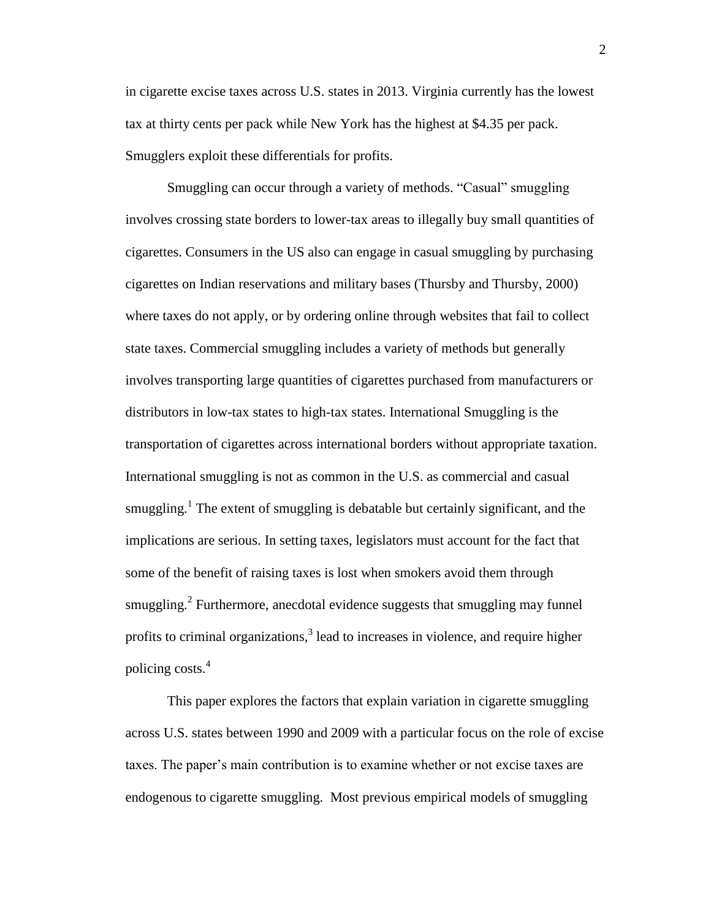in cigarette excise taxes across U.S. states in 2013. Virginia currently has the lowest tax at thirty cents per pack while New York has the highest at $4.35 per pack. Smugglers exploit these differentials for profits.

Smuggling can occur through a variety of methods. “Casual” smuggling involves crossing state borders to lower-tax areas to illegally buy small quantities of cigarettes. Consumers in the US also can engage in casual smuggling by purchasing cigarettes on Indian reservations and military bases (Thursby and Thursby, 2000) where taxes do not apply, or by ordering online through websites that fail to collect state taxes. Commercial smuggling includes a variety of methods but generally involves transporting large quantities of cigarettes purchased from manufacturers or distributors in low-tax states to high-tax states. International Smuggling is the transportation of cigarettes across international borders without appropriate taxation. International smuggling is not as common in the U.S. as commercial and casual smuggling.[1] The extent of smuggling is debatable but certainly significant, and the implications are serious. In setting taxes, legislators must account for the fact that some of the benefit of raising taxes is lost when smokers avoid them through smuggling.[2] Furthermore, anecdotal evidence suggests that smuggling may funnel profits to criminal organizations,[3] lead to increases in violence, and require higher policing costs.[4]

This paper explores the factors that explain variation in cigarette smuggling across U.S. states between 1990 and 2009 with a particular focus on the role of excise taxes. The paper’s main contribution is to examine whether or not excise taxes are endogenous to cigarette smuggling. Most previous empirical models of smuggling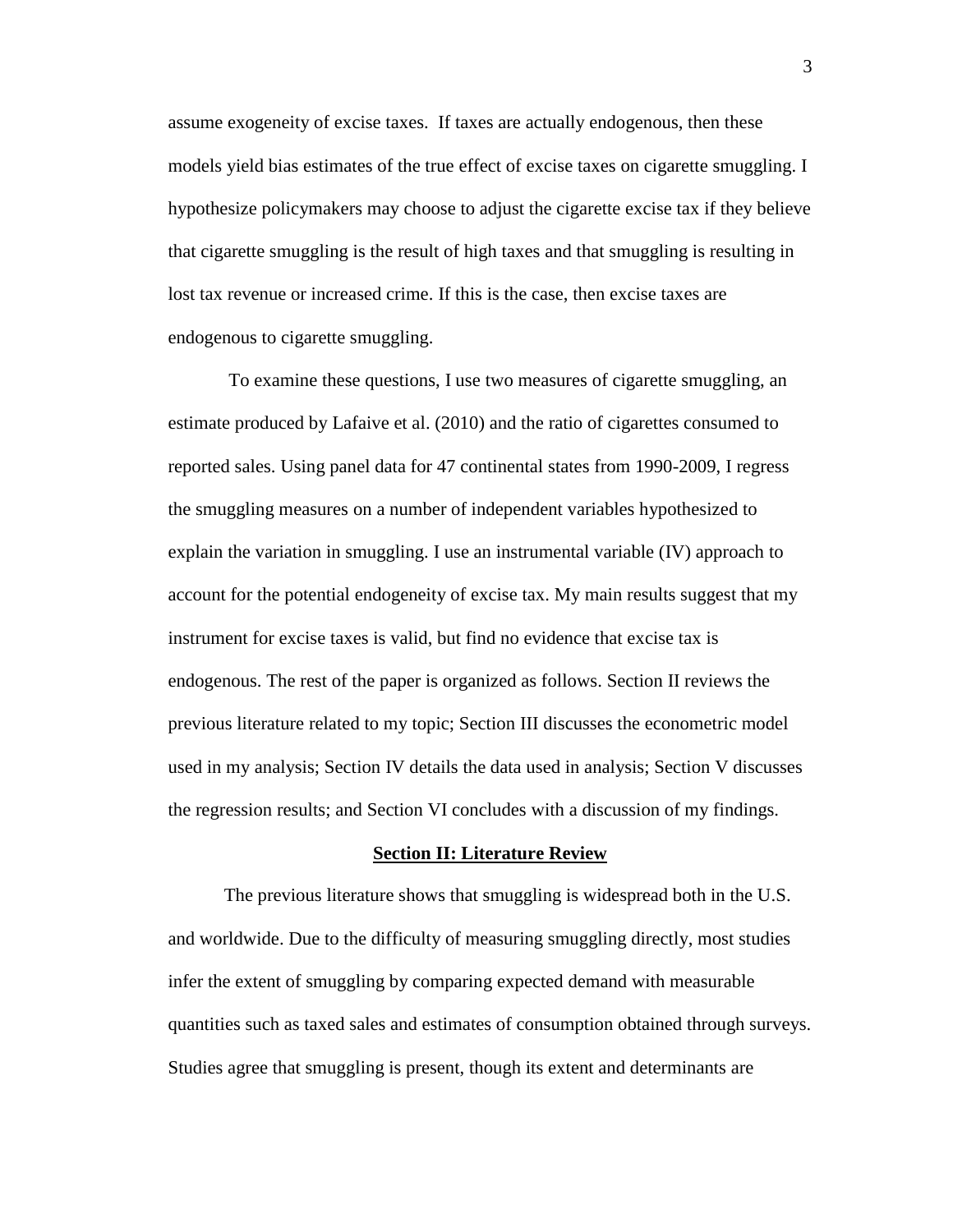assume exogeneity of excise taxes. If taxes are actually endogenous, then these models yield bias estimates of the true effect of excise taxes on cigarette smuggling. I hypothesize policymakers may choose to adjust the cigarette excise tax if they believe that cigarette smuggling is the result of high taxes and that smuggling is resulting in lost tax revenue or increased crime. If this is the case, then excise taxes are endogenous to cigarette smuggling.

To examine these questions, I use two measures of cigarette smuggling, an estimate produced by Lafaive et al. (2010) and the ratio of cigarettes consumed to reported sales. Using panel data for 47 continental states from 1990-2009, I regress the smuggling measures on a number of independent variables hypothesized to explain the variation in smuggling. I use an instrumental variable (IV) approach to account for the potential endogeneity of excise tax. My main results suggest that my instrument for excise taxes is valid, but find no evidence that excise tax is endogenous. The rest of the paper is organized as follows. Section II reviews the previous literature related to my topic; Section III discusses the econometric model used in my analysis; Section IV details the data used in analysis; Section V discusses the regression results; and Section VI concludes with a discussion of my findings.

## Section II: Literature Review

The previous literature shows that smuggling is widespread both in the U.S. and worldwide. Due to the difficulty of measuring smuggling directly, most studies infer the extent of smuggling by comparing expected demand with measurable quantities such as taxed sales and estimates of consumption obtained through surveys. Studies agree that smuggling is present, though its extent and determinants are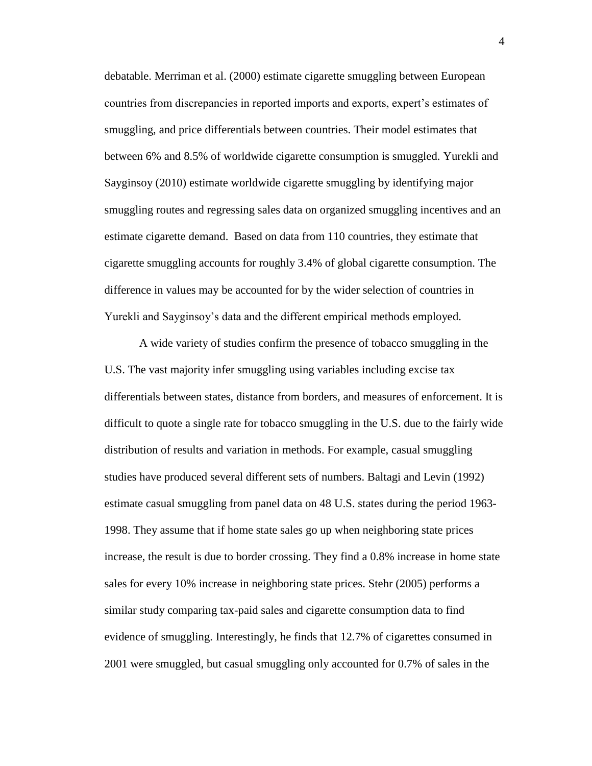debatable. Merriman et al. (2000) estimate cigarette smuggling between European countries from discrepancies in reported imports and exports, expert's estimates of smuggling, and price differentials between countries. Their model estimates that between 6% and 8.5% of worldwide cigarette consumption is smuggled. Yurekli and Sayginsoy (2010) estimate worldwide cigarette smuggling by identifying major smuggling routes and regressing sales data on organized smuggling incentives and an estimate cigarette demand.  Based on data from 110 countries, they estimate that cigarette smuggling accounts for roughly 3.4% of global cigarette consumption. The difference in values may be accounted for by the wider selection of countries in Yurekli and Sayginsoy's data and the different empirical methods employed.

A wide variety of studies confirm the presence of tobacco smuggling in the U.S. The vast majority infer smuggling using variables including excise tax differentials between states, distance from borders, and measures of enforcement. It is difficult to quote a single rate for tobacco smuggling in the U.S. due to the fairly wide distribution of results and variation in methods. For example, casual smuggling studies have produced several different sets of numbers. Baltagi and Levin (1992) estimate casual smuggling from panel data on 48 U.S. states during the period 1963-1998. They assume that if home state sales go up when neighboring state prices increase, the result is due to border crossing. They find a 0.8% increase in home state sales for every 10% increase in neighboring state prices. Stehr (2005) performs a similar study comparing tax-paid sales and cigarette consumption data to find evidence of smuggling. Interestingly, he finds that 12.7% of cigarettes consumed in 2001 were smuggled, but casual smuggling only accounted for 0.7% of sales in the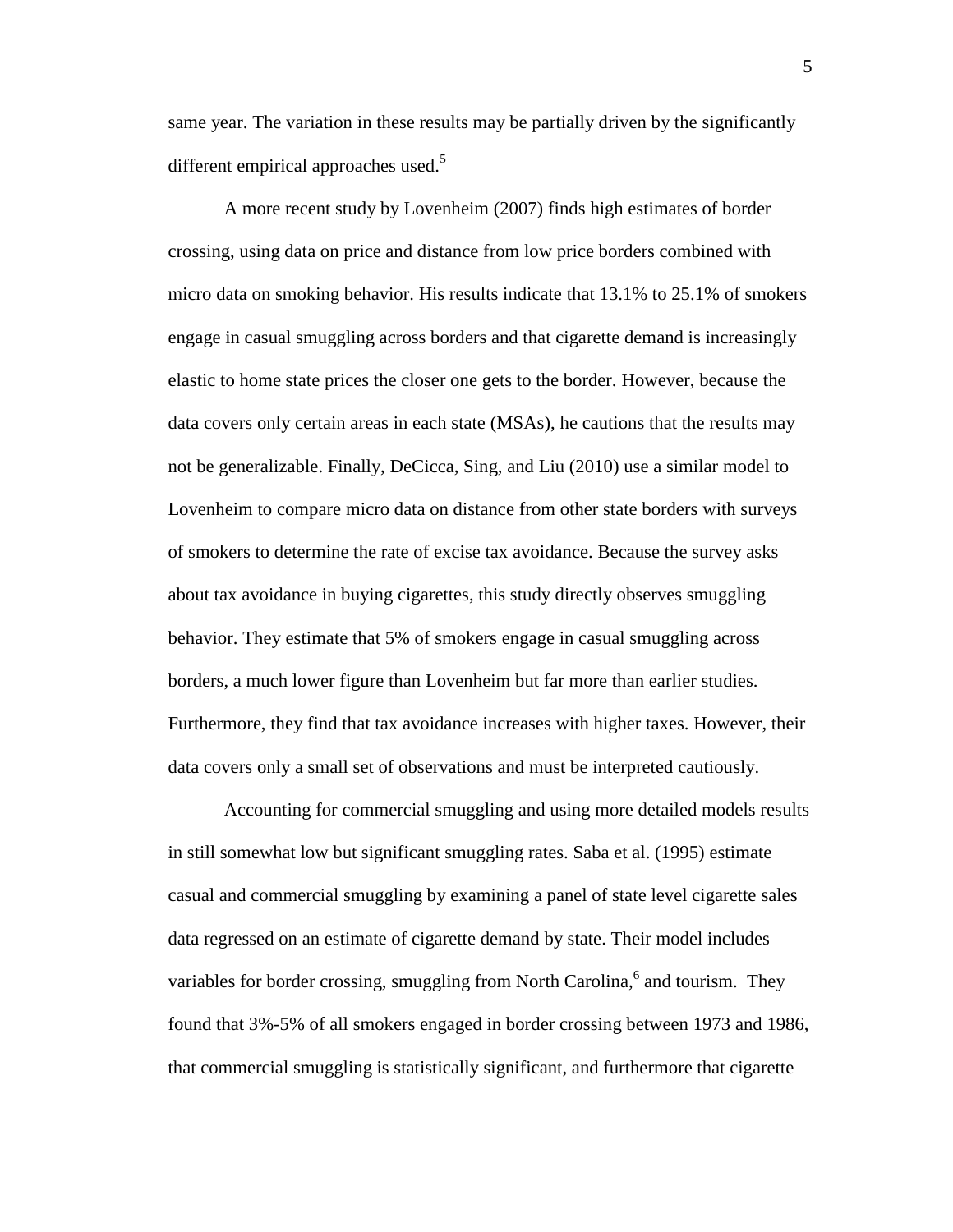same year. The variation in these results may be partially driven by the significantly different empirical approaches used.[5]

A more recent study by Lovenheim (2007) finds high estimates of border crossing, using data on price and distance from low price borders combined with micro data on smoking behavior. His results indicate that 13.1% to 25.1% of smokers engage in casual smuggling across borders and that cigarette demand is increasingly elastic to home state prices the closer one gets to the border. However, because the data covers only certain areas in each state (MSAs), he cautions that the results may not be generalizable. Finally, DeCicca, Sing, and Liu (2010) use a similar model to Lovenheim to compare micro data on distance from other state borders with surveys of smokers to determine the rate of excise tax avoidance. Because the survey asks about tax avoidance in buying cigarettes, this study directly observes smuggling behavior. They estimate that 5% of smokers engage in casual smuggling across borders, a much lower figure than Lovenheim but far more than earlier studies. Furthermore, they find that tax avoidance increases with higher taxes. However, their data covers only a small set of observations and must be interpreted cautiously.

Accounting for commercial smuggling and using more detailed models results in still somewhat low but significant smuggling rates. Saba et al. (1995) estimate casual and commercial smuggling by examining a panel of state level cigarette sales data regressed on an estimate of cigarette demand by state. Their model includes variables for border crossing, smuggling from North Carolina,[6] and tourism. They found that 3%-5% of all smokers engaged in border crossing between 1973 and 1986, that commercial smuggling is statistically significant, and furthermore that cigarette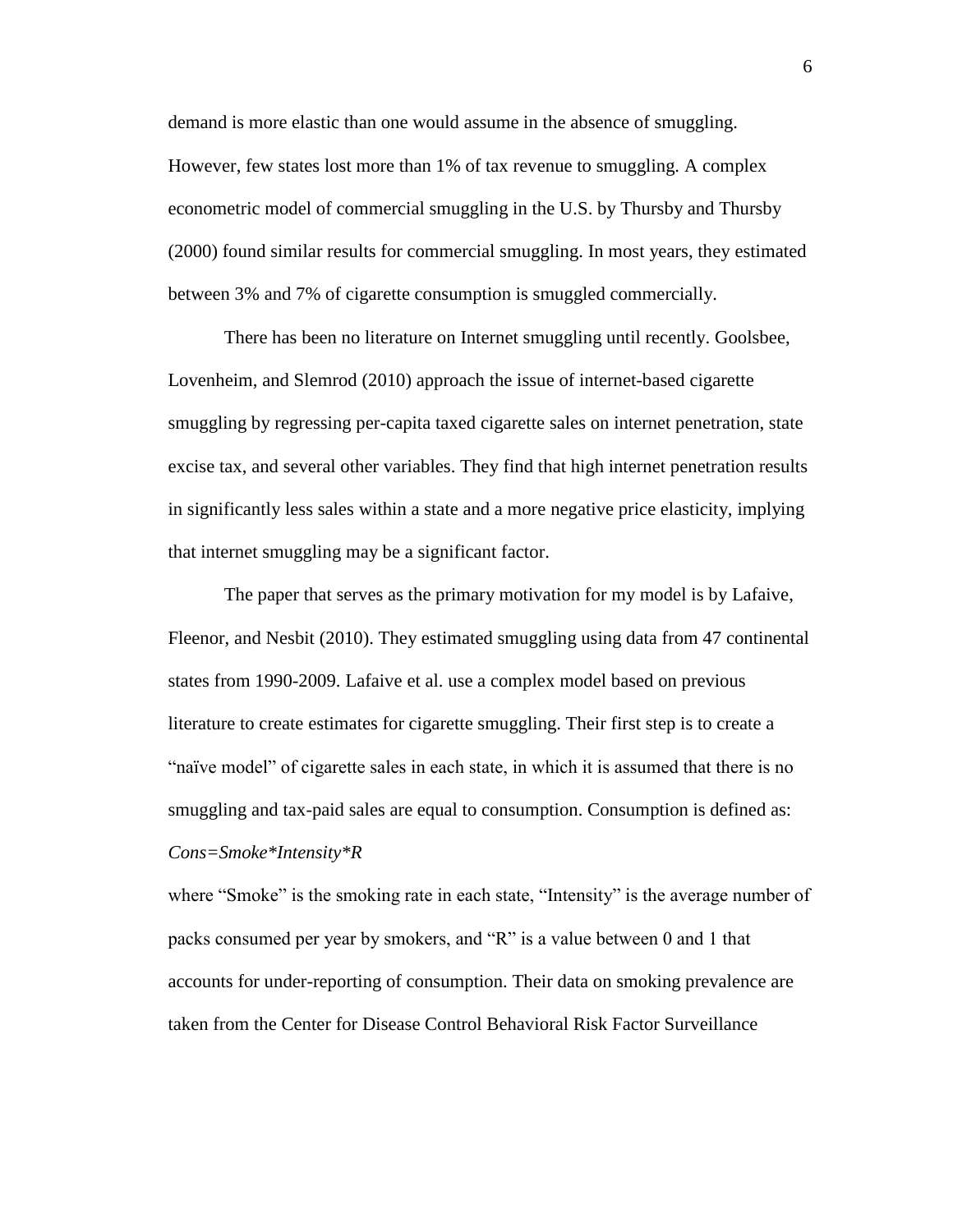demand is more elastic than one would assume in the absence of smuggling. However, few states lost more than 1% of tax revenue to smuggling. A complex econometric model of commercial smuggling in the U.S. by Thursby and Thursby (2000) found similar results for commercial smuggling. In most years, they estimated between 3% and 7% of cigarette consumption is smuggled commercially.

There has been no literature on Internet smuggling until recently. Goolsbee, Lovenheim, and Slemrod (2010) approach the issue of internet-based cigarette smuggling by regressing per-capita taxed cigarette sales on internet penetration, state excise tax, and several other variables. They find that high internet penetration results in significantly less sales within a state and a more negative price elasticity, implying that internet smuggling may be a significant factor.

The paper that serves as the primary motivation for my model is by Lafaive, Fleenor, and Nesbit (2010). They estimated smuggling using data from 47 continental states from 1990-2009. Lafaive et al. use a complex model based on previous literature to create estimates for cigarette smuggling. Their first step is to create a "naïve model" of cigarette sales in each state, in which it is assumed that there is no smuggling and tax-paid sales are equal to consumption. Consumption is defined as:

$$Cons = Smoke * Intensity * R$$

where "Smoke" is the smoking rate in each state, "Intensity" is the average number of packs consumed per year by smokers, and "R" is a value between 0 and 1 that accounts for under-reporting of consumption. Their data on smoking prevalence are taken from the Center for Disease Control Behavioral Risk Factor Surveillance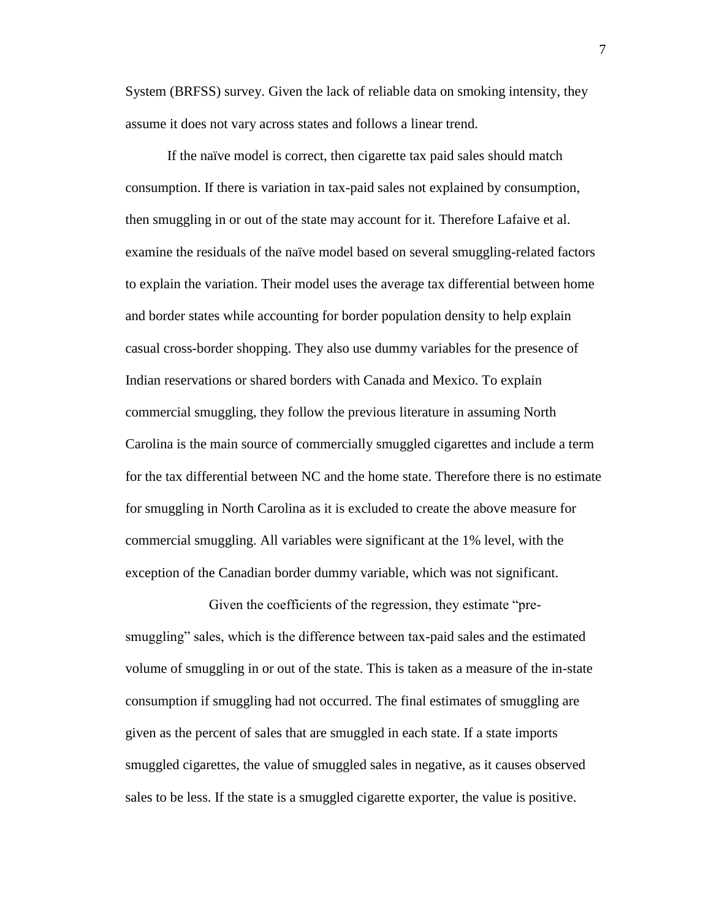System (BRFSS) survey. Given the lack of reliable data on smoking intensity, they assume it does not vary across states and follows a linear trend.

If the naïve model is correct, then cigarette tax paid sales should match consumption. If there is variation in tax-paid sales not explained by consumption, then smuggling in or out of the state may account for it. Therefore Lafaive et al. examine the residuals of the naïve model based on several smuggling-related factors to explain the variation. Their model uses the average tax differential between home and border states while accounting for border population density to help explain casual cross-border shopping. They also use dummy variables for the presence of Indian reservations or shared borders with Canada and Mexico. To explain commercial smuggling, they follow the previous literature in assuming North Carolina is the main source of commercially smuggled cigarettes and include a term for the tax differential between NC and the home state. Therefore there is no estimate for smuggling in North Carolina as it is excluded to create the above measure for commercial smuggling. All variables were significant at the 1% level, with the exception of the Canadian border dummy variable, which was not significant.

Given the coefficients of the regression, they estimate "pre-smuggling" sales, which is the difference between tax-paid sales and the estimated volume of smuggling in or out of the state. This is taken as a measure of the in-state consumption if smuggling had not occurred. The final estimates of smuggling are given as the percent of sales that are smuggled in each state. If a state imports smuggled cigarettes, the value of smuggled sales in negative, as it causes observed sales to be less. If the state is a smuggled cigarette exporter, the value is positive.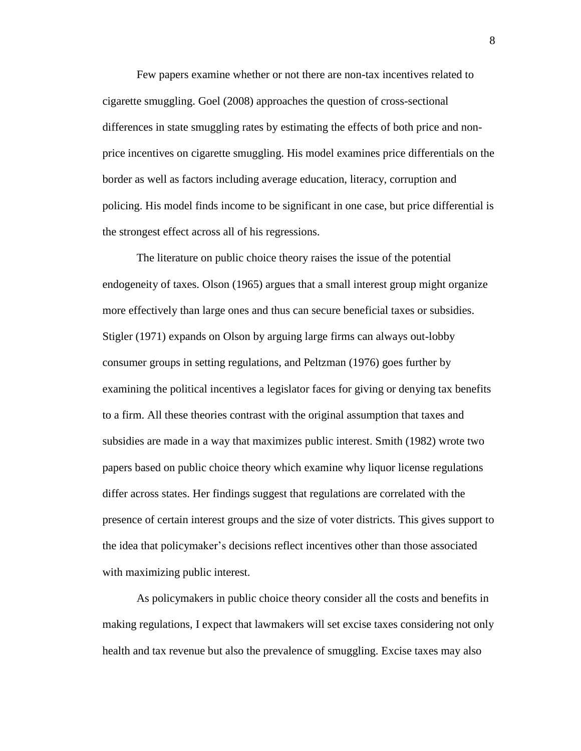Few papers examine whether or not there are non-tax incentives related to cigarette smuggling. Goel (2008) approaches the question of cross-sectional differences in state smuggling rates by estimating the effects of both price and non-price incentives on cigarette smuggling. His model examines price differentials on the border as well as factors including average education, literacy, corruption and policing. His model finds income to be significant in one case, but price differential is the strongest effect across all of his regressions.

The literature on public choice theory raises the issue of the potential endogeneity of taxes. Olson (1965) argues that a small interest group might organize more effectively than large ones and thus can secure beneficial taxes or subsidies. Stigler (1971) expands on Olson by arguing large firms can always out-lobby consumer groups in setting regulations, and Peltzman (1976) goes further by examining the political incentives a legislator faces for giving or denying tax benefits to a firm. All these theories contrast with the original assumption that taxes and subsidies are made in a way that maximizes public interest. Smith (1982) wrote two papers based on public choice theory which examine why liquor license regulations differ across states. Her findings suggest that regulations are correlated with the presence of certain interest groups and the size of voter districts. This gives support to the idea that policymaker's decisions reflect incentives other than those associated with maximizing public interest.

As policymakers in public choice theory consider all the costs and benefits in making regulations, I expect that lawmakers will set excise taxes considering not only health and tax revenue but also the prevalence of smuggling. Excise taxes may also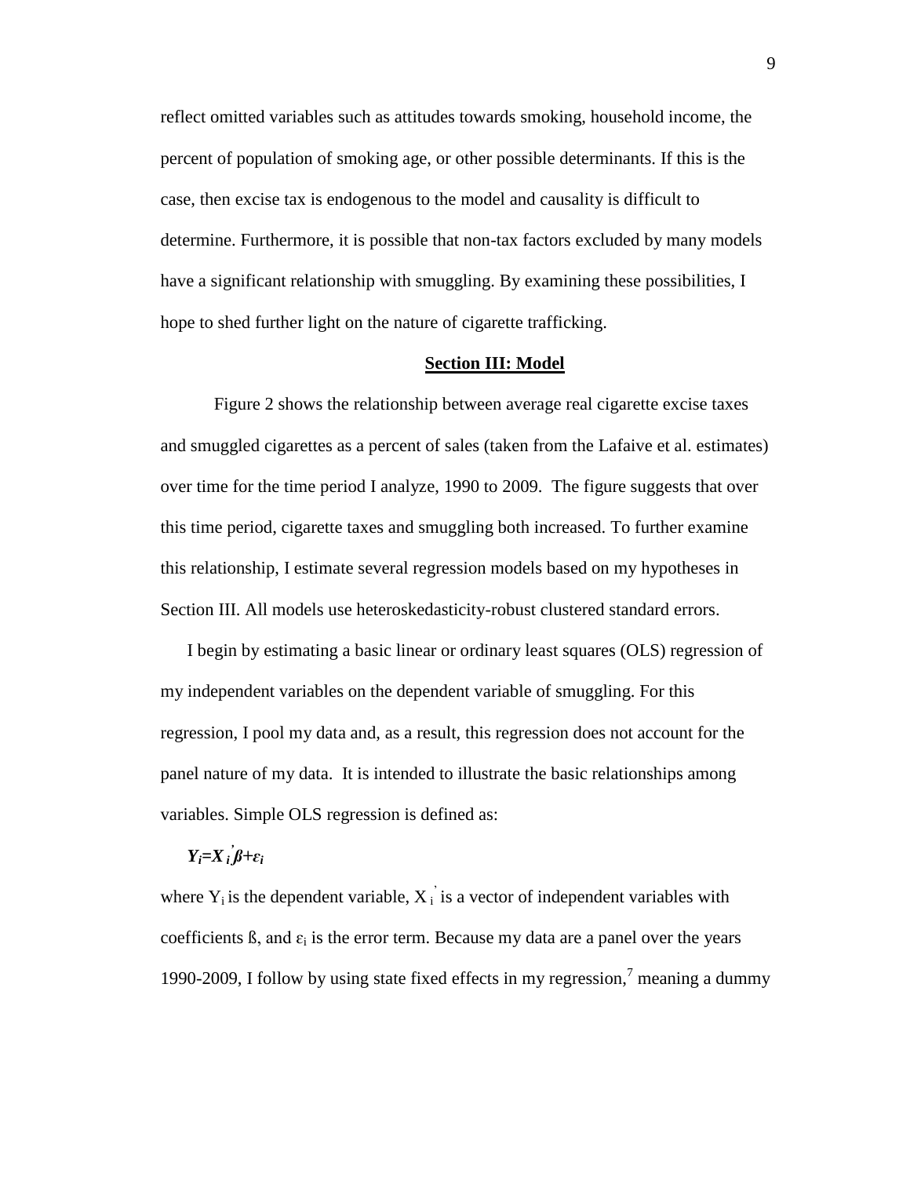reflect omitted variables such as attitudes towards smoking, household income, the percent of population of smoking age, or other possible determinants. If this is the case, then excise tax is endogenous to the model and causality is difficult to determine. Furthermore, it is possible that non-tax factors excluded by many models have a significant relationship with smuggling. By examining these possibilities, I hope to shed further light on the nature of cigarette trafficking.

## Section III: Model

Figure 2 shows the relationship between average real cigarette excise taxes and smuggled cigarettes as a percent of sales (taken from the Lafaive et al. estimates) over time for the time period I analyze, 1990 to 2009. The figure suggests that over this time period, cigarette taxes and smuggling both increased. To further examine this relationship, I estimate several regression models based on my hypotheses in Section III. All models use heteroskedasticity-robust clustered standard errors.

I begin by estimating a basic linear or ordinary least squares (OLS) regression of my independent variables on the dependent variable of smuggling. For this regression, I pool my data and, as a result, this regression does not account for the panel nature of my data. It is intended to illustrate the basic relationships among variables. Simple OLS regression is defined as:

$$Y_i = X_i' \beta + \varepsilon_i$$

where $Y_i$ is the dependent variable, $X_i'$ is a vector of independent variables with coefficients ß, and $\varepsilon_i$ is the error term. Because my data are a panel over the years 1990-2009, I follow by using state fixed effects in my regression,[7] meaning a dummy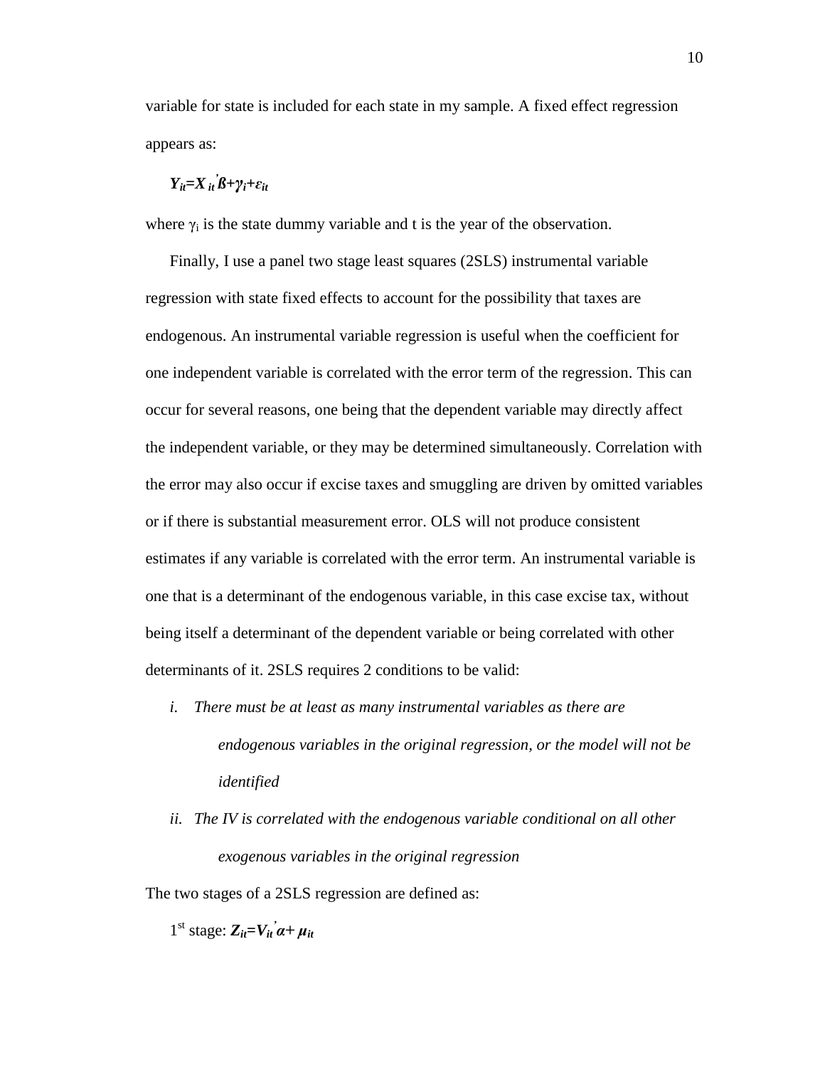variable for state is included for each state in my sample. A fixed effect regression appears as:

$$Y_{it}=X_{it}'\beta+\gamma_i+\varepsilon_{it}$$

where $\gamma_i$ is the state dummy variable and t is the year of the observation.

Finally, I use a panel two stage least squares (2SLS) instrumental variable regression with state fixed effects to account for the possibility that taxes are endogenous. An instrumental variable regression is useful when the coefficient for one independent variable is correlated with the error term of the regression. This can occur for several reasons, one being that the dependent variable may directly affect the independent variable, or they may be determined simultaneously. Correlation with the error may also occur if excise taxes and smuggling are driven by omitted variables or if there is substantial measurement error. OLS will not produce consistent estimates if any variable is correlated with the error term. An instrumental variable is one that is a determinant of the endogenous variable, in this case excise tax, without being itself a determinant of the dependent variable or being correlated with other determinants of it. 2SLS requires 2 conditions to be valid:

i. *There must be at least as many instrumental variables as there are endogenous variables in the original regression, or the model will not be identified*

ii. *The IV is correlated with the endogenous variable conditional on all other exogenous variables in the original regression*

The two stages of a 2SLS regression are defined as:

1st stage: $Z_{it}=V_{it}'\alpha+\mu_{it}$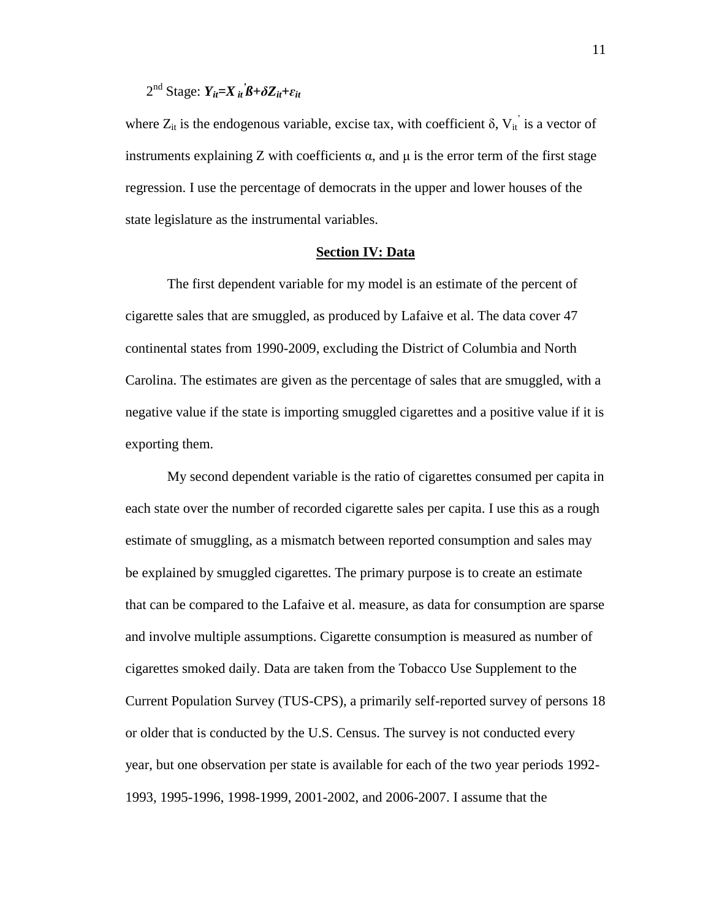2nd Stage: $Y_{it}=X_{it}{}'\beta+\delta Z_{it}+\varepsilon_{it}$

where $Z_{it}$ is the endogenous variable, excise tax, with coefficient $\delta$, $V_{it}{}'$ is a vector of instruments explaining Z with coefficients $\alpha$, and $\mu$ is the error term of the first stage regression. I use the percentage of democrats in the upper and lower houses of the state legislature as the instrumental variables.

## Section IV: Data

The first dependent variable for my model is an estimate of the percent of cigarette sales that are smuggled, as produced by Lafaive et al. The data cover 47 continental states from 1990-2009, excluding the District of Columbia and North Carolina. The estimates are given as the percentage of sales that are smuggled, with a negative value if the state is importing smuggled cigarettes and a positive value if it is exporting them.

My second dependent variable is the ratio of cigarettes consumed per capita in each state over the number of recorded cigarette sales per capita. I use this as a rough estimate of smuggling, as a mismatch between reported consumption and sales may be explained by smuggled cigarettes. The primary purpose is to create an estimate that can be compared to the Lafaive et al. measure, as data for consumption are sparse and involve multiple assumptions. Cigarette consumption is measured as number of cigarettes smoked daily. Data are taken from the Tobacco Use Supplement to the Current Population Survey (TUS-CPS), a primarily self-reported survey of persons 18 or older that is conducted by the U.S. Census. The survey is not conducted every year, but one observation per state is available for each of the two year periods 1992-1993, 1995-1996, 1998-1999, 2001-2002, and 2006-2007. I assume that the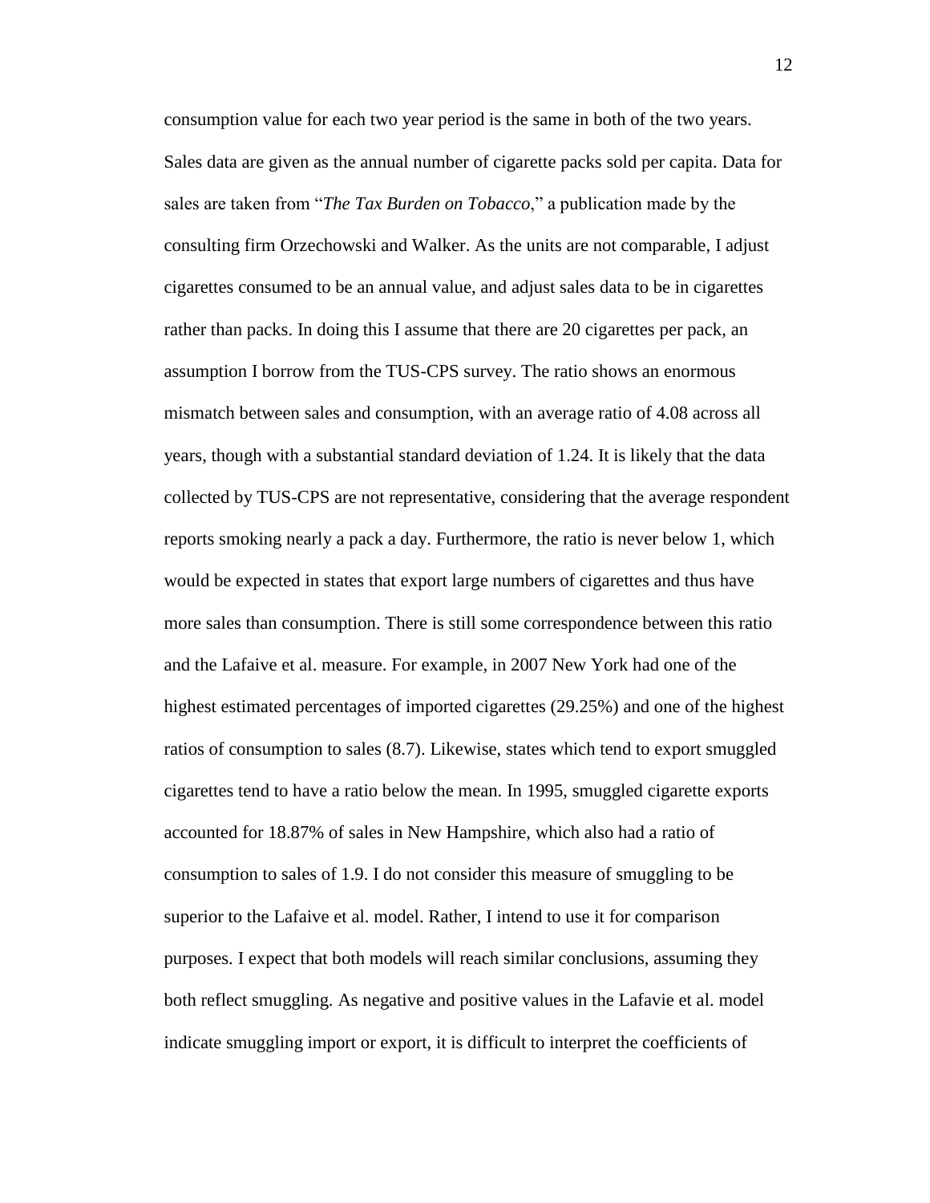consumption value for each two year period is the same in both of the two years. Sales data are given as the annual number of cigarette packs sold per capita. Data for sales are taken from "*The Tax Burden on Tobacco*," a publication made by the consulting firm Orzechowski and Walker. As the units are not comparable, I adjust cigarettes consumed to be an annual value, and adjust sales data to be in cigarettes rather than packs. In doing this I assume that there are 20 cigarettes per pack, an assumption I borrow from the TUS-CPS survey. The ratio shows an enormous mismatch between sales and consumption, with an average ratio of 4.08 across all years, though with a substantial standard deviation of 1.24. It is likely that the data collected by TUS-CPS are not representative, considering that the average respondent reports smoking nearly a pack a day. Furthermore, the ratio is never below 1, which would be expected in states that export large numbers of cigarettes and thus have more sales than consumption. There is still some correspondence between this ratio and the Lafaive et al. measure. For example, in 2007 New York had one of the highest estimated percentages of imported cigarettes (29.25%) and one of the highest ratios of consumption to sales (8.7). Likewise, states which tend to export smuggled cigarettes tend to have a ratio below the mean. In 1995, smuggled cigarette exports accounted for 18.87% of sales in New Hampshire, which also had a ratio of consumption to sales of 1.9. I do not consider this measure of smuggling to be superior to the Lafaive et al. model. Rather, I intend to use it for comparison purposes. I expect that both models will reach similar conclusions, assuming they both reflect smuggling. As negative and positive values in the Lafavie et al. model indicate smuggling import or export, it is difficult to interpret the coefficients of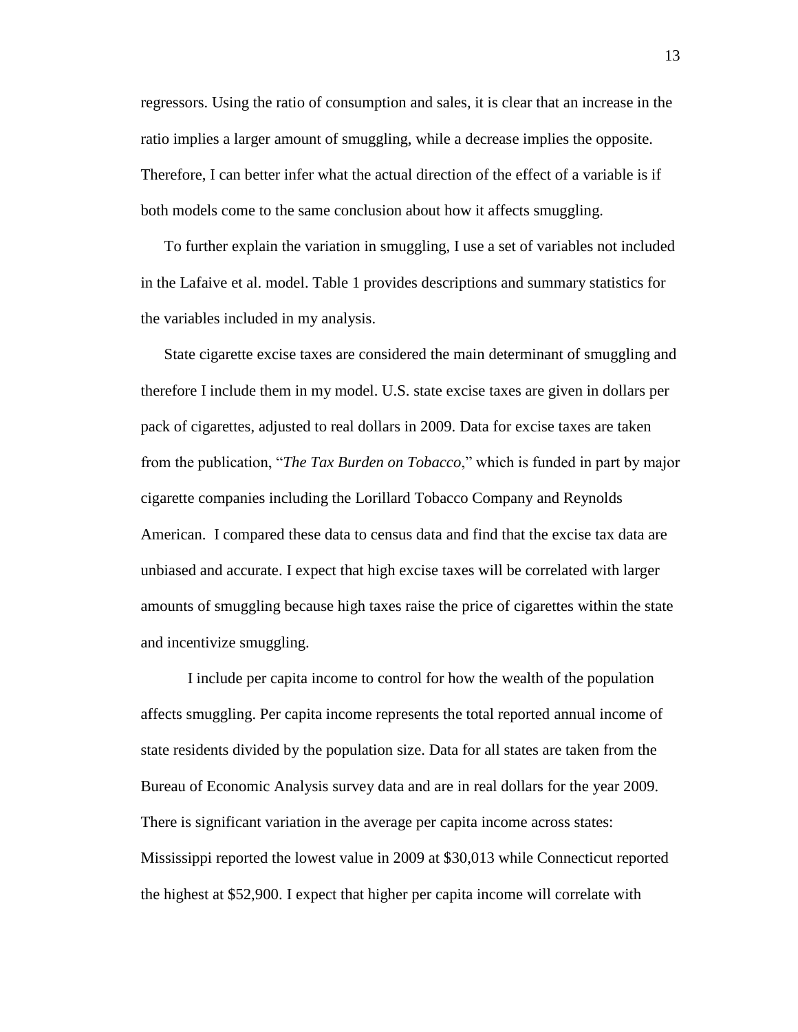regressors. Using the ratio of consumption and sales, it is clear that an increase in the ratio implies a larger amount of smuggling, while a decrease implies the opposite. Therefore, I can better infer what the actual direction of the effect of a variable is if both models come to the same conclusion about how it affects smuggling.

To further explain the variation in smuggling, I use a set of variables not included in the Lafaive et al. model. Table 1 provides descriptions and summary statistics for the variables included in my analysis.

State cigarette excise taxes are considered the main determinant of smuggling and therefore I include them in my model. U.S. state excise taxes are given in dollars per pack of cigarettes, adjusted to real dollars in 2009. Data for excise taxes are taken from the publication, "*The Tax Burden on Tobacco*," which is funded in part by major cigarette companies including the Lorillard Tobacco Company and Reynolds American. I compared these data to census data and find that the excise tax data are unbiased and accurate. I expect that high excise taxes will be correlated with larger amounts of smuggling because high taxes raise the price of cigarettes within the state and incentivize smuggling.

I include per capita income to control for how the wealth of the population affects smuggling. Per capita income represents the total reported annual income of state residents divided by the population size. Data for all states are taken from the Bureau of Economic Analysis survey data and are in real dollars for the year 2009. There is significant variation in the average per capita income across states: Mississippi reported the lowest value in 2009 at $30,013 while Connecticut reported the highest at $52,900. I expect that higher per capita income will correlate with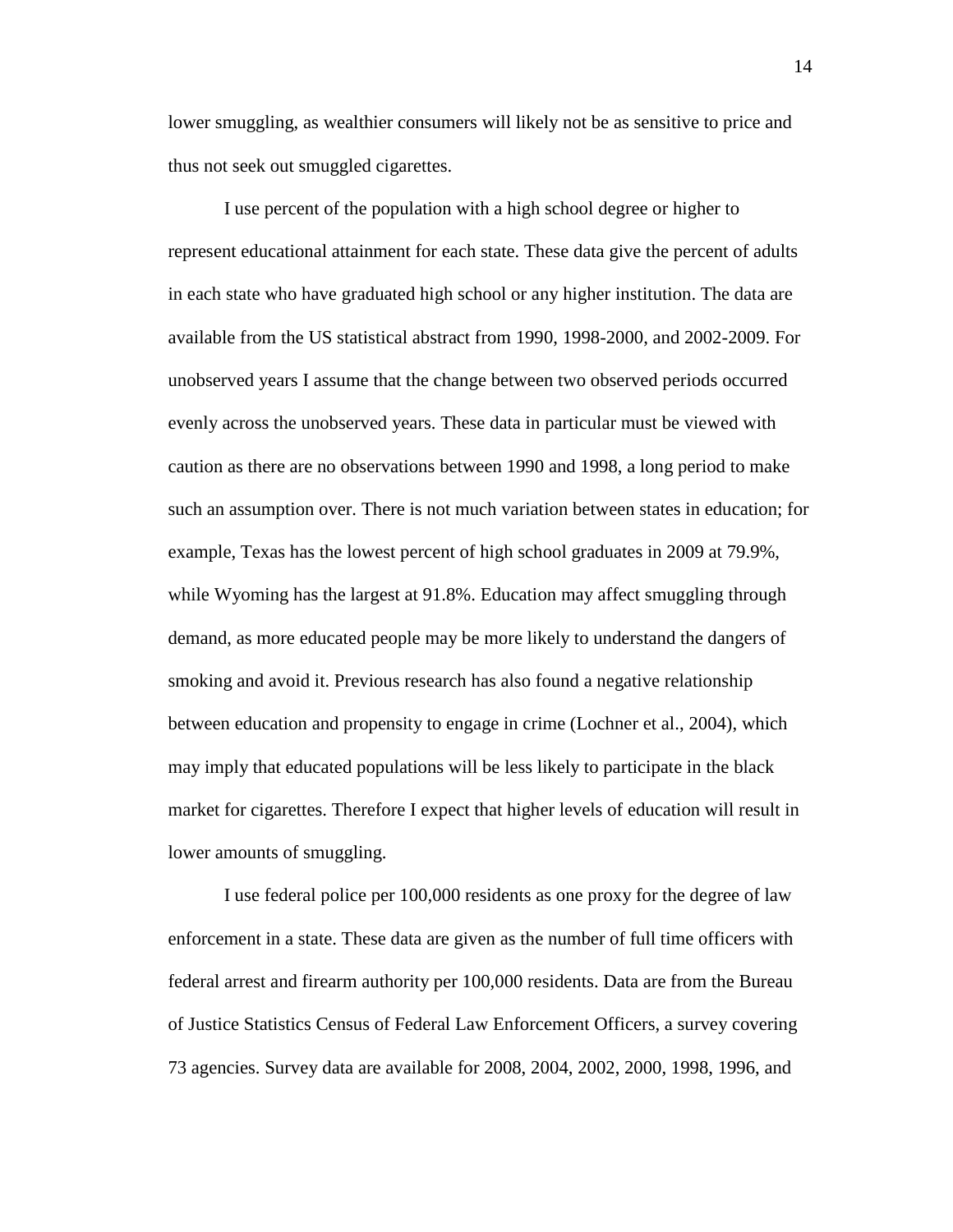lower smuggling, as wealthier consumers will likely not be as sensitive to price and thus not seek out smuggled cigarettes.

I use percent of the population with a high school degree or higher to represent educational attainment for each state. These data give the percent of adults in each state who have graduated high school or any higher institution. The data are available from the US statistical abstract from 1990, 1998-2000, and 2002-2009. For unobserved years I assume that the change between two observed periods occurred evenly across the unobserved years. These data in particular must be viewed with caution as there are no observations between 1990 and 1998, a long period to make such an assumption over. There is not much variation between states in education; for example, Texas has the lowest percent of high school graduates in 2009 at 79.9%, while Wyoming has the largest at 91.8%. Education may affect smuggling through demand, as more educated people may be more likely to understand the dangers of smoking and avoid it. Previous research has also found a negative relationship between education and propensity to engage in crime (Lochner et al., 2004), which may imply that educated populations will be less likely to participate in the black market for cigarettes. Therefore I expect that higher levels of education will result in lower amounts of smuggling.

I use federal police per 100,000 residents as one proxy for the degree of law enforcement in a state. These data are given as the number of full time officers with federal arrest and firearm authority per 100,000 residents. Data are from the Bureau of Justice Statistics Census of Federal Law Enforcement Officers, a survey covering 73 agencies. Survey data are available for 2008, 2004, 2002, 2000, 1998, 1996, and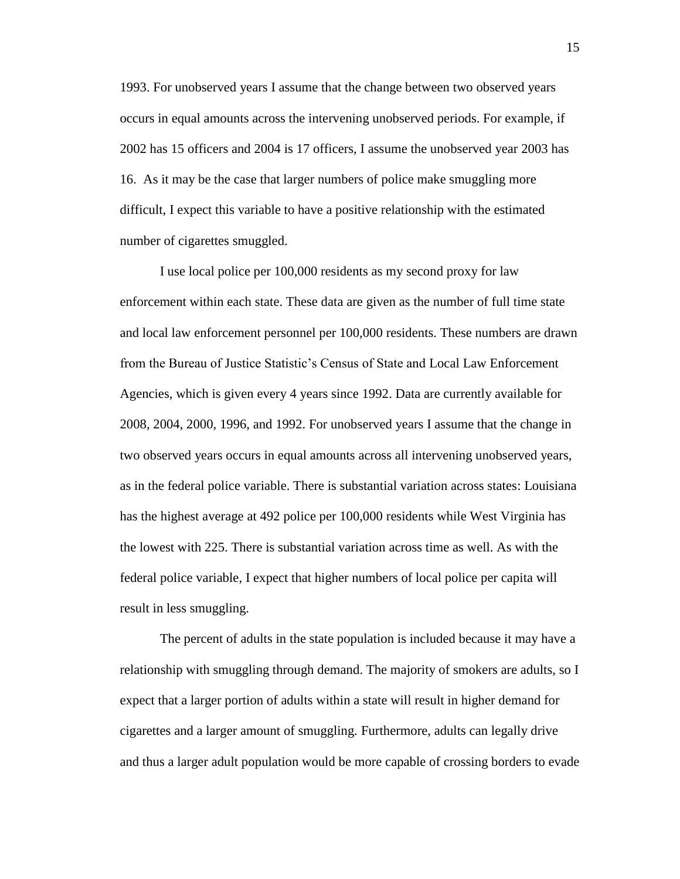1993. For unobserved years I assume that the change between two observed years occurs in equal amounts across the intervening unobserved periods. For example, if 2002 has 15 officers and 2004 is 17 officers, I assume the unobserved year 2003 has 16. As it may be the case that larger numbers of police make smuggling more difficult, I expect this variable to have a positive relationship with the estimated number of cigarettes smuggled.

I use local police per 100,000 residents as my second proxy for law enforcement within each state. These data are given as the number of full time state and local law enforcement personnel per 100,000 residents. These numbers are drawn from the Bureau of Justice Statistic's Census of State and Local Law Enforcement Agencies, which is given every 4 years since 1992. Data are currently available for 2008, 2004, 2000, 1996, and 1992. For unobserved years I assume that the change in two observed years occurs in equal amounts across all intervening unobserved years, as in the federal police variable. There is substantial variation across states: Louisiana has the highest average at 492 police per 100,000 residents while West Virginia has the lowest with 225. There is substantial variation across time as well. As with the federal police variable, I expect that higher numbers of local police per capita will result in less smuggling.

The percent of adults in the state population is included because it may have a relationship with smuggling through demand. The majority of smokers are adults, so I expect that a larger portion of adults within a state will result in higher demand for cigarettes and a larger amount of smuggling. Furthermore, adults can legally drive and thus a larger adult population would be more capable of crossing borders to evade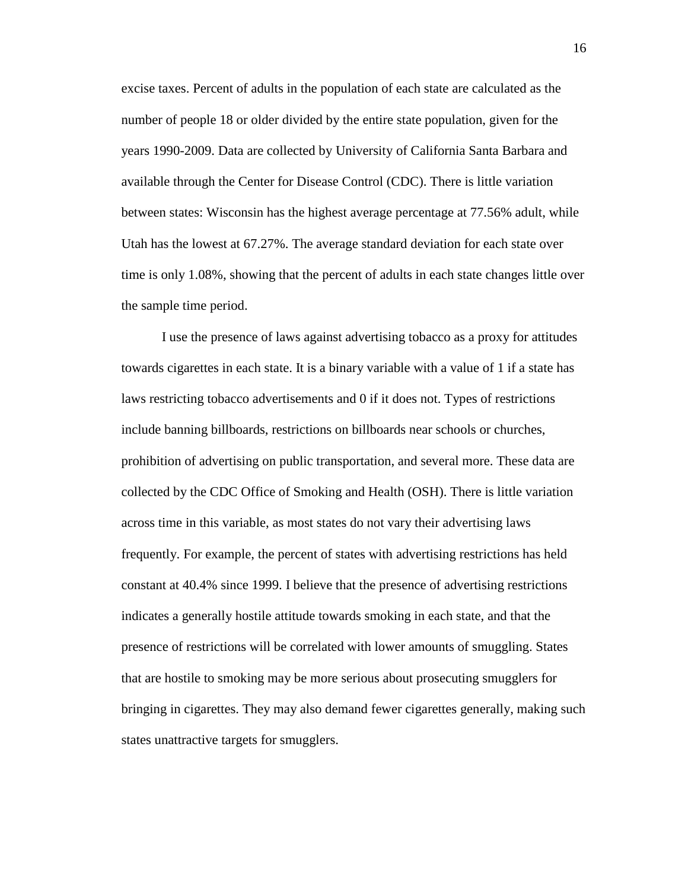excise taxes. Percent of adults in the population of each state are calculated as the number of people 18 or older divided by the entire state population, given for the years 1990-2009. Data are collected by University of California Santa Barbara and available through the Center for Disease Control (CDC). There is little variation between states: Wisconsin has the highest average percentage at 77.56% adult, while Utah has the lowest at 67.27%. The average standard deviation for each state over time is only 1.08%, showing that the percent of adults in each state changes little over the sample time period.

I use the presence of laws against advertising tobacco as a proxy for attitudes towards cigarettes in each state. It is a binary variable with a value of 1 if a state has laws restricting tobacco advertisements and 0 if it does not. Types of restrictions include banning billboards, restrictions on billboards near schools or churches, prohibition of advertising on public transportation, and several more. These data are collected by the CDC Office of Smoking and Health (OSH). There is little variation across time in this variable, as most states do not vary their advertising laws frequently. For example, the percent of states with advertising restrictions has held constant at 40.4% since 1999. I believe that the presence of advertising restrictions indicates a generally hostile attitude towards smoking in each state, and that the presence of restrictions will be correlated with lower amounts of smuggling. States that are hostile to smoking may be more serious about prosecuting smugglers for bringing in cigarettes. They may also demand fewer cigarettes generally, making such states unattractive targets for smugglers.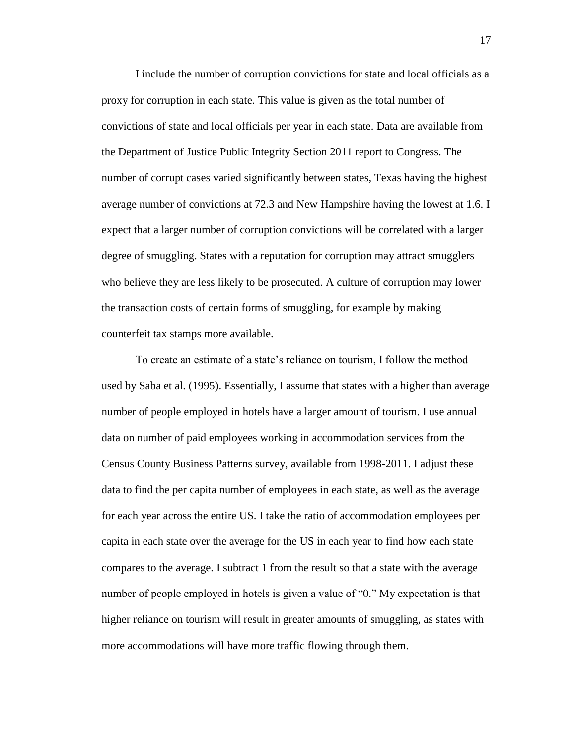I include the number of corruption convictions for state and local officials as a proxy for corruption in each state. This value is given as the total number of convictions of state and local officials per year in each state. Data are available from the Department of Justice Public Integrity Section 2011 report to Congress. The number of corrupt cases varied significantly between states, Texas having the highest average number of convictions at 72.3 and New Hampshire having the lowest at 1.6. I expect that a larger number of corruption convictions will be correlated with a larger degree of smuggling. States with a reputation for corruption may attract smugglers who believe they are less likely to be prosecuted. A culture of corruption may lower the transaction costs of certain forms of smuggling, for example by making counterfeit tax stamps more available.

To create an estimate of a state's reliance on tourism, I follow the method used by Saba et al. (1995). Essentially, I assume that states with a higher than average number of people employed in hotels have a larger amount of tourism. I use annual data on number of paid employees working in accommodation services from the Census County Business Patterns survey, available from 1998-2011. I adjust these data to find the per capita number of employees in each state, as well as the average for each year across the entire US. I take the ratio of accommodation employees per capita in each state over the average for the US in each year to find how each state compares to the average. I subtract 1 from the result so that a state with the average number of people employed in hotels is given a value of "0." My expectation is that higher reliance on tourism will result in greater amounts of smuggling, as states with more accommodations will have more traffic flowing through them.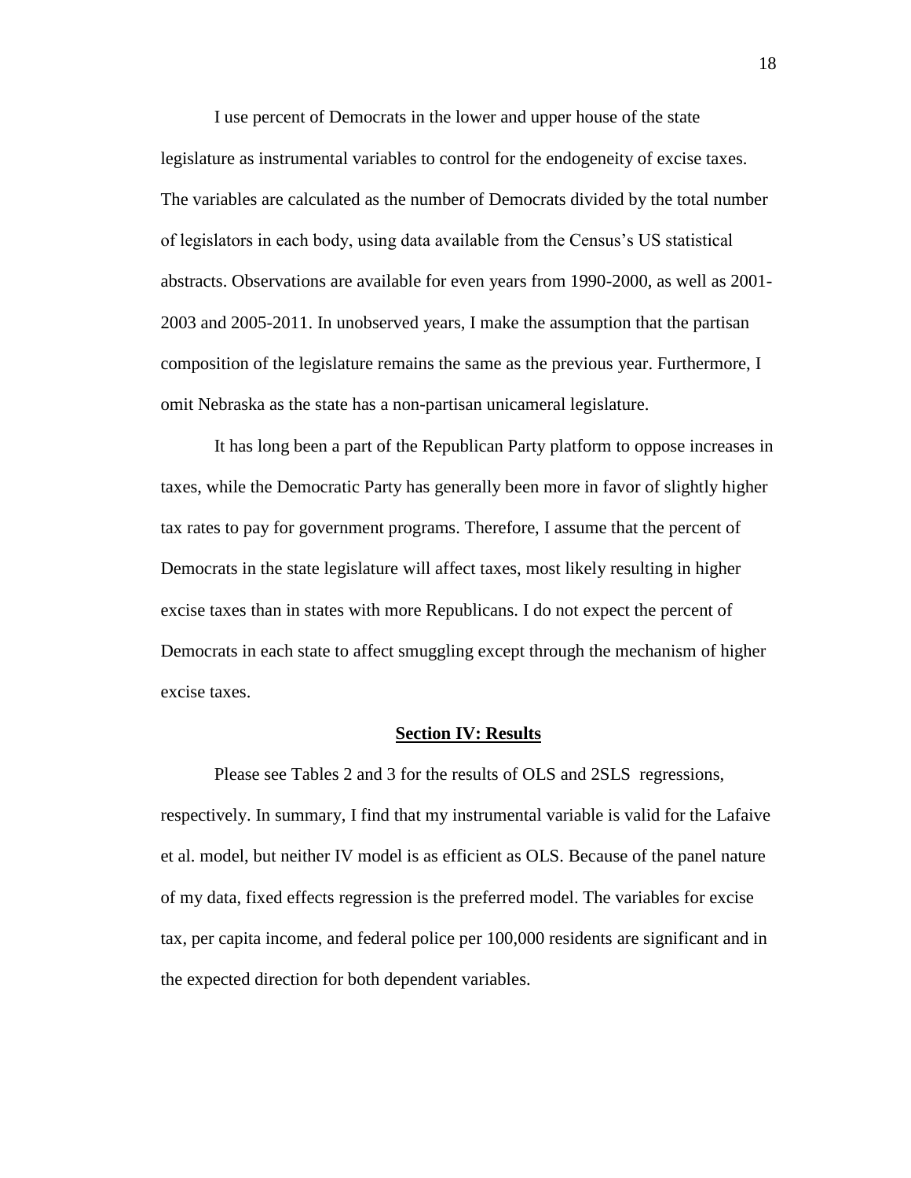I use percent of Democrats in the lower and upper house of the state legislature as instrumental variables to control for the endogeneity of excise taxes. The variables are calculated as the number of Democrats divided by the total number of legislators in each body, using data available from the Census's US statistical abstracts. Observations are available for even years from 1990-2000, as well as 2001-2003 and 2005-2011. In unobserved years, I make the assumption that the partisan composition of the legislature remains the same as the previous year. Furthermore, I omit Nebraska as the state has a non-partisan unicameral legislature.

It has long been a part of the Republican Party platform to oppose increases in taxes, while the Democratic Party has generally been more in favor of slightly higher tax rates to pay for government programs. Therefore, I assume that the percent of Democrats in the state legislature will affect taxes, most likely resulting in higher excise taxes than in states with more Republicans. I do not expect the percent of Democrats in each state to affect smuggling except through the mechanism of higher excise taxes.

## Section IV: Results

Please see Tables 2 and 3 for the results of OLS and 2SLS regressions, respectively. In summary, I find that my instrumental variable is valid for the Lafaive et al. model, but neither IV model is as efficient as OLS. Because of the panel nature of my data, fixed effects regression is the preferred model. The variables for excise tax, per capita income, and federal police per 100,000 residents are significant and in the expected direction for both dependent variables.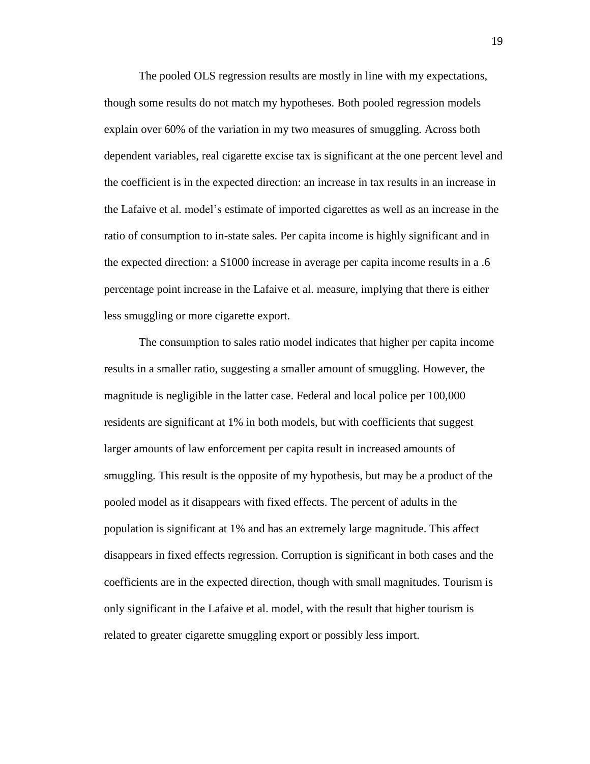The pooled OLS regression results are mostly in line with my expectations, though some results do not match my hypotheses. Both pooled regression models explain over 60% of the variation in my two measures of smuggling. Across both dependent variables, real cigarette excise tax is significant at the one percent level and the coefficient is in the expected direction: an increase in tax results in an increase in the Lafaive et al. model's estimate of imported cigarettes as well as an increase in the ratio of consumption to in-state sales. Per capita income is highly significant and in the expected direction: a $1000 increase in average per capita income results in a .6 percentage point increase in the Lafaive et al. measure, implying that there is either less smuggling or more cigarette export.

The consumption to sales ratio model indicates that higher per capita income results in a smaller ratio, suggesting a smaller amount of smuggling. However, the magnitude is negligible in the latter case. Federal and local police per 100,000 residents are significant at 1% in both models, but with coefficients that suggest larger amounts of law enforcement per capita result in increased amounts of smuggling. This result is the opposite of my hypothesis, but may be a product of the pooled model as it disappears with fixed effects. The percent of adults in the population is significant at 1% and has an extremely large magnitude. This affect disappears in fixed effects regression. Corruption is significant in both cases and the coefficients are in the expected direction, though with small magnitudes. Tourism is only significant in the Lafaive et al. model, with the result that higher tourism is related to greater cigarette smuggling export or possibly less import.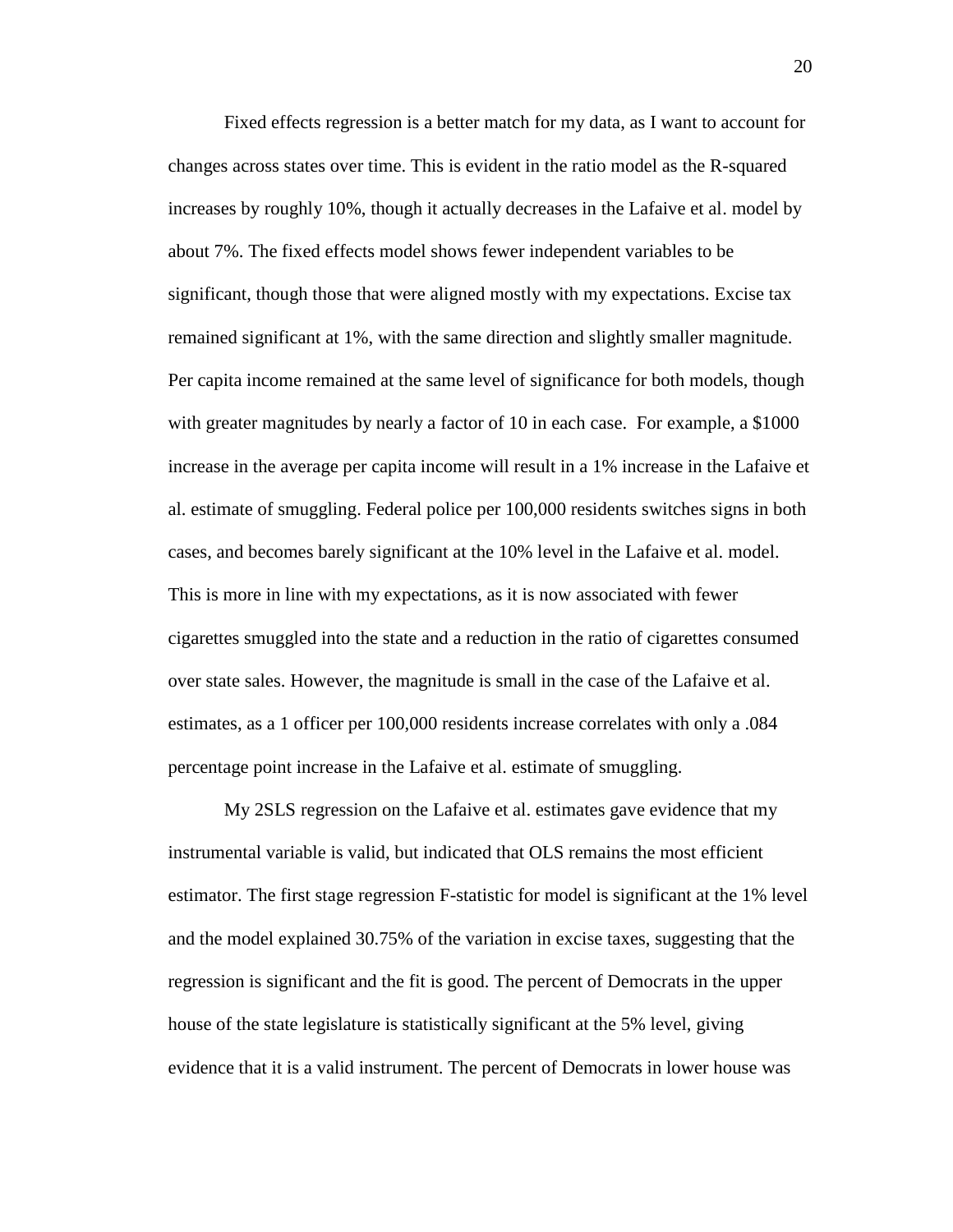Fixed effects regression is a better match for my data, as I want to account for changes across states over time. This is evident in the ratio model as the R-squared increases by roughly 10%, though it actually decreases in the Lafaive et al. model by about 7%. The fixed effects model shows fewer independent variables to be significant, though those that were aligned mostly with my expectations. Excise tax remained significant at 1%, with the same direction and slightly smaller magnitude. Per capita income remained at the same level of significance for both models, though with greater magnitudes by nearly a factor of 10 in each case. For example, a $1000 increase in the average per capita income will result in a 1% increase in the Lafaive et al. estimate of smuggling. Federal police per 100,000 residents switches signs in both cases, and becomes barely significant at the 10% level in the Lafaive et al. model. This is more in line with my expectations, as it is now associated with fewer cigarettes smuggled into the state and a reduction in the ratio of cigarettes consumed over state sales. However, the magnitude is small in the case of the Lafaive et al. estimates, as a 1 officer per 100,000 residents increase correlates with only a .084 percentage point increase in the Lafaive et al. estimate of smuggling.

My 2SLS regression on the Lafaive et al. estimates gave evidence that my instrumental variable is valid, but indicated that OLS remains the most efficient estimator. The first stage regression F-statistic for model is significant at the 1% level and the model explained 30.75% of the variation in excise taxes, suggesting that the regression is significant and the fit is good. The percent of Democrats in the upper house of the state legislature is statistically significant at the 5% level, giving evidence that it is a valid instrument. The percent of Democrats in lower house was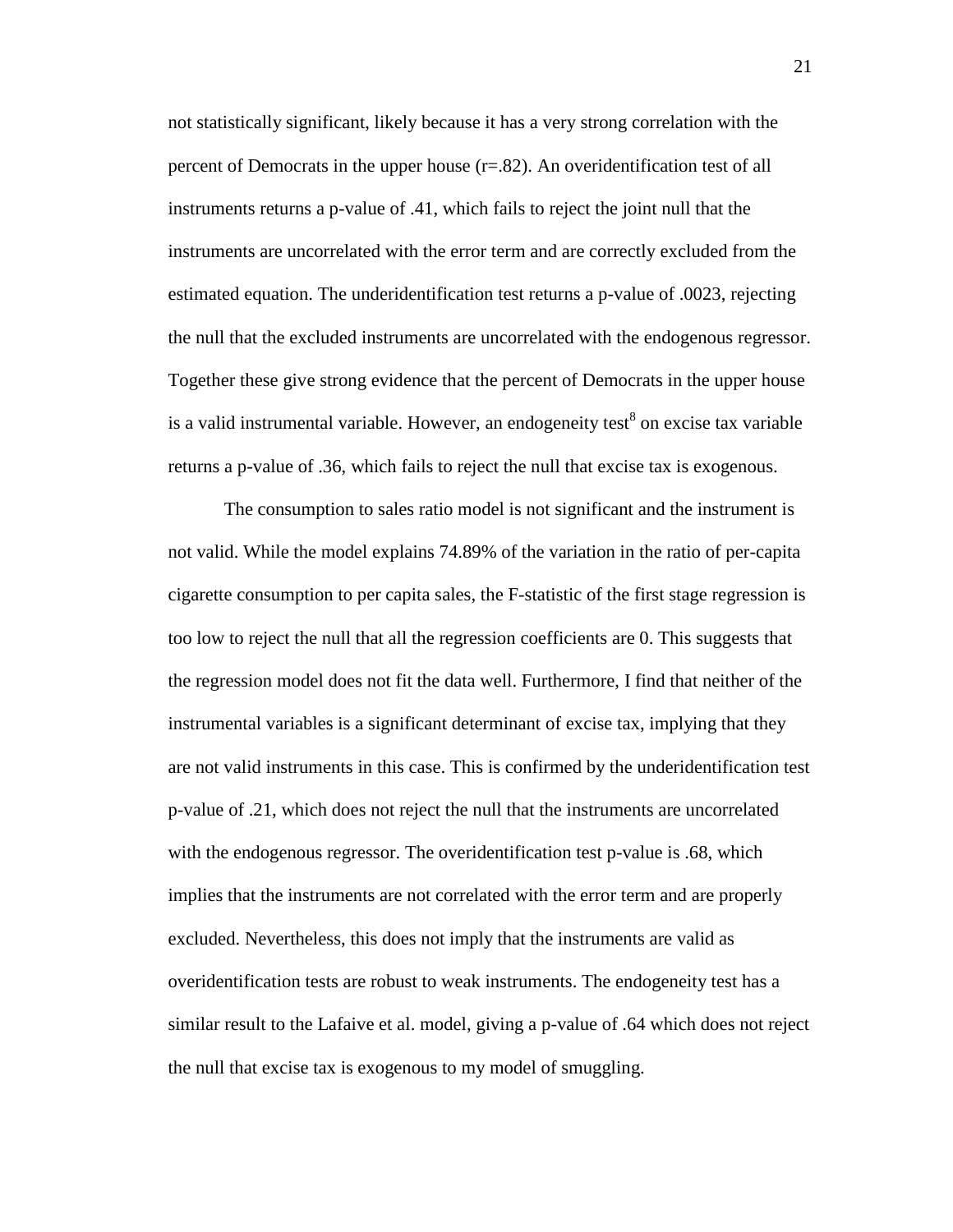not statistically significant, likely because it has a very strong correlation with the percent of Democrats in the upper house (r=.82). An overidentification test of all instruments returns a p-value of .41, which fails to reject the joint null that the instruments are uncorrelated with the error term and are correctly excluded from the estimated equation. The underidentification test returns a p-value of .0023, rejecting the null that the excluded instruments are uncorrelated with the endogenous regressor. Together these give strong evidence that the percent of Democrats in the upper house is a valid instrumental variable. However, an endogeneity test[8] on excise tax variable returns a p-value of .36, which fails to reject the null that excise tax is exogenous.

The consumption to sales ratio model is not significant and the instrument is not valid. While the model explains 74.89% of the variation in the ratio of per-capita cigarette consumption to per capita sales, the F-statistic of the first stage regression is too low to reject the null that all the regression coefficients are 0. This suggests that the regression model does not fit the data well. Furthermore, I find that neither of the instrumental variables is a significant determinant of excise tax, implying that they are not valid instruments in this case. This is confirmed by the underidentification test p-value of .21, which does not reject the null that the instruments are uncorrelated with the endogenous regressor. The overidentification test p-value is .68, which implies that the instruments are not correlated with the error term and are properly excluded. Nevertheless, this does not imply that the instruments are valid as overidentification tests are robust to weak instruments. The endogeneity test has a similar result to the Lafaive et al. model, giving a p-value of .64 which does not reject the null that excise tax is exogenous to my model of smuggling.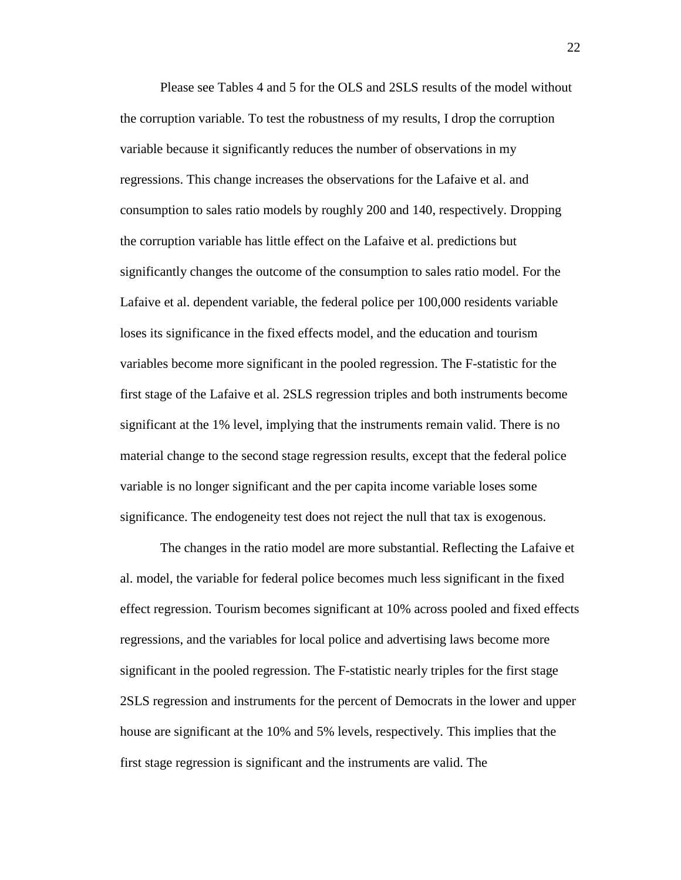Please see Tables 4 and 5 for the OLS and 2SLS results of the model without the corruption variable. To test the robustness of my results, I drop the corruption variable because it significantly reduces the number of observations in my regressions. This change increases the observations for the Lafaive et al. and consumption to sales ratio models by roughly 200 and 140, respectively. Dropping the corruption variable has little effect on the Lafaive et al. predictions but significantly changes the outcome of the consumption to sales ratio model. For the Lafaive et al. dependent variable, the federal police per 100,000 residents variable loses its significance in the fixed effects model, and the education and tourism variables become more significant in the pooled regression. The F-statistic for the first stage of the Lafaive et al. 2SLS regression triples and both instruments become significant at the 1% level, implying that the instruments remain valid. There is no material change to the second stage regression results, except that the federal police variable is no longer significant and the per capita income variable loses some significance. The endogeneity test does not reject the null that tax is exogenous.

The changes in the ratio model are more substantial. Reflecting the Lafaive et al. model, the variable for federal police becomes much less significant in the fixed effect regression. Tourism becomes significant at 10% across pooled and fixed effects regressions, and the variables for local police and advertising laws become more significant in the pooled regression. The F-statistic nearly triples for the first stage 2SLS regression and instruments for the percent of Democrats in the lower and upper house are significant at the 10% and 5% levels, respectively. This implies that the first stage regression is significant and the instruments are valid. The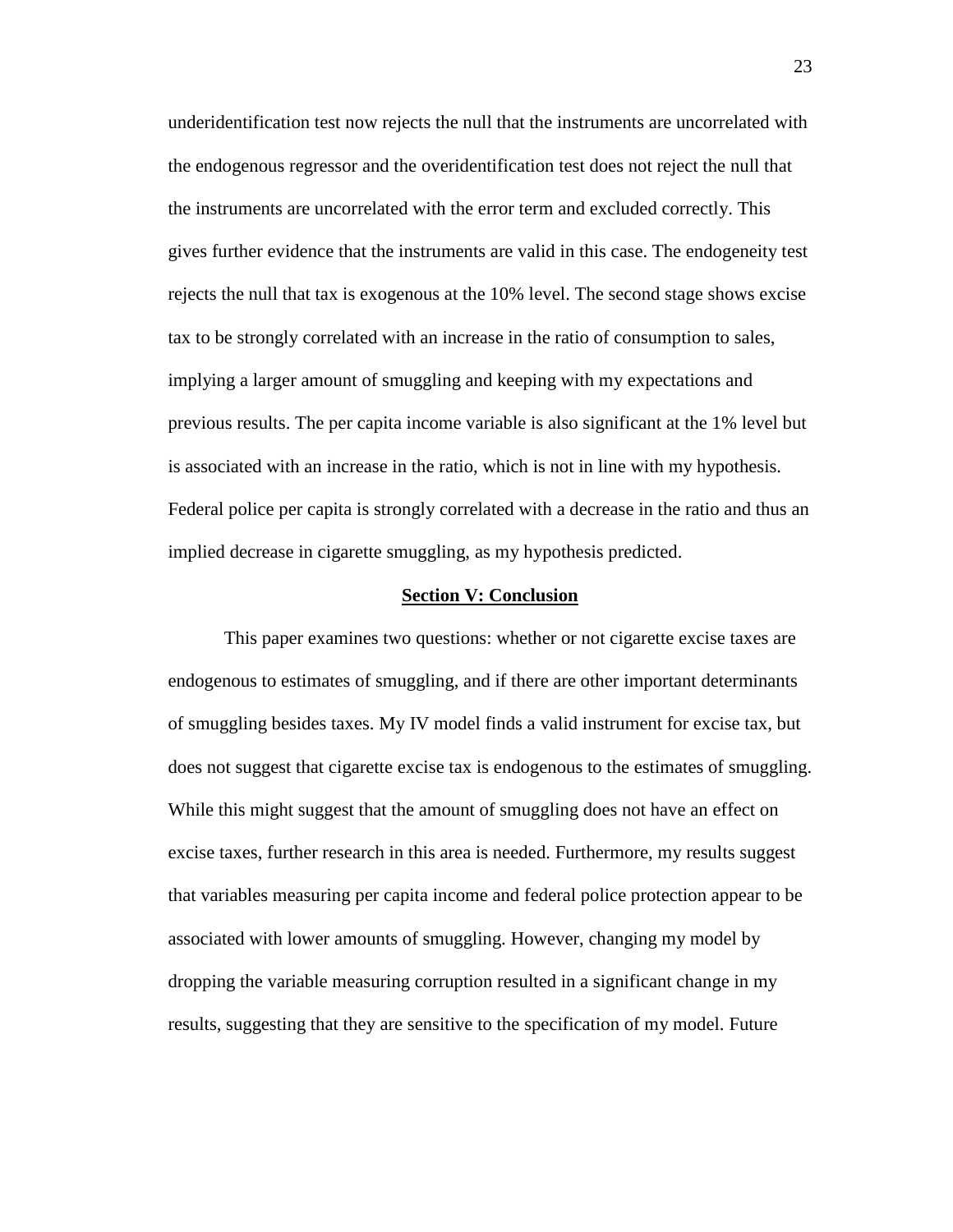underidentification test now rejects the null that the instruments are uncorrelated with the endogenous regressor and the overidentification test does not reject the null that the instruments are uncorrelated with the error term and excluded correctly. This gives further evidence that the instruments are valid in this case. The endogeneity test rejects the null that tax is exogenous at the 10% level. The second stage shows excise tax to be strongly correlated with an increase in the ratio of consumption to sales, implying a larger amount of smuggling and keeping with my expectations and previous results. The per capita income variable is also significant at the 1% level but is associated with an increase in the ratio, which is not in line with my hypothesis. Federal police per capita is strongly correlated with a decrease in the ratio and thus an implied decrease in cigarette smuggling, as my hypothesis predicted.

## Section V: Conclusion

This paper examines two questions: whether or not cigarette excise taxes are endogenous to estimates of smuggling, and if there are other important determinants of smuggling besides taxes. My IV model finds a valid instrument for excise tax, but does not suggest that cigarette excise tax is endogenous to the estimates of smuggling. While this might suggest that the amount of smuggling does not have an effect on excise taxes, further research in this area is needed. Furthermore, my results suggest that variables measuring per capita income and federal police protection appear to be associated with lower amounts of smuggling. However, changing my model by dropping the variable measuring corruption resulted in a significant change in my results, suggesting that they are sensitive to the specification of my model. Future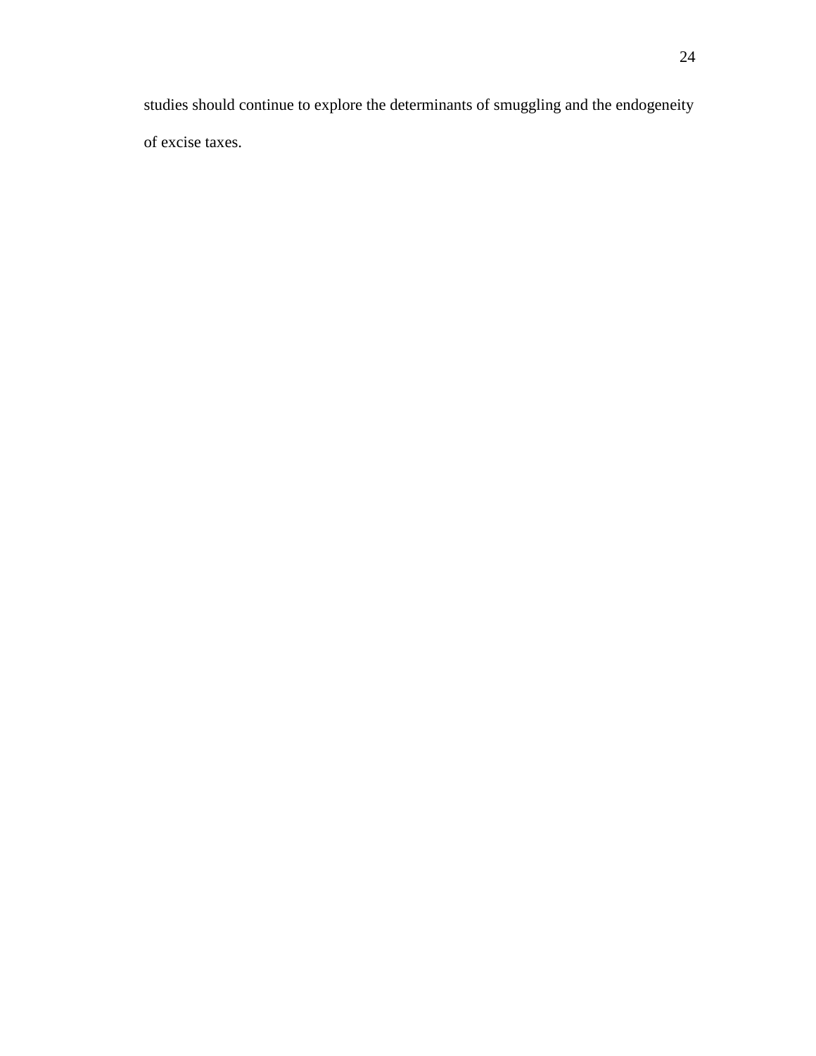studies should continue to explore the determinants of smuggling and the endogeneity of excise taxes.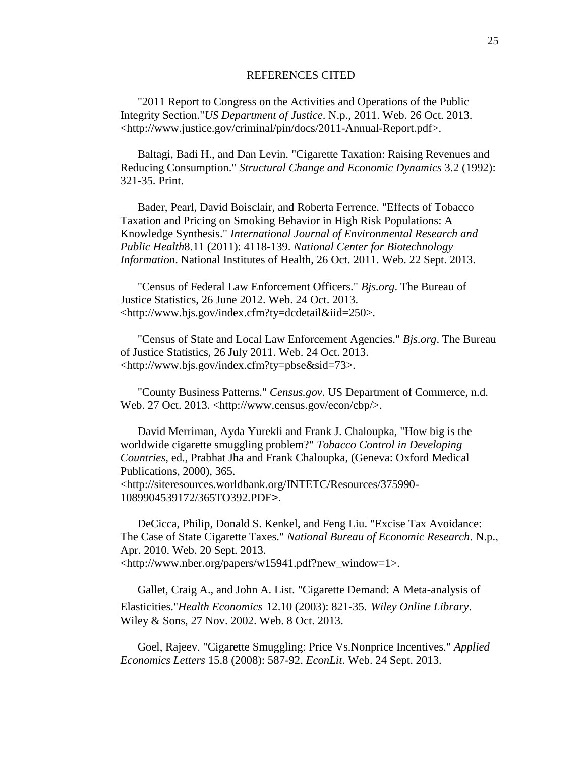## REFERENCES CITED

"2011 Report to Congress on the Activities and Operations of the Public Integrity Section."*US Department of Justice*. N.p., 2011. Web. 26 Oct. 2013. <http://www.justice.gov/criminal/pin/docs/2011-Annual-Report.pdf>.

Baltagi, Badi H., and Dan Levin. "Cigarette Taxation: Raising Revenues and Reducing Consumption." *Structural Change and Economic Dynamics* 3.2 (1992): 321-35. Print.

Bader, Pearl, David Boisclair, and Roberta Ferrence. "Effects of Tobacco Taxation and Pricing on Smoking Behavior in High Risk Populations: A Knowledge Synthesis." *International Journal of Environmental Research and Public Health*8.11 (2011): 4118-139. *National Center for Biotechnology Information*. National Institutes of Health, 26 Oct. 2011. Web. 22 Sept. 2013.

"Census of Federal Law Enforcement Officers." *Bjs.org*. The Bureau of Justice Statistics, 26 June 2012. Web. 24 Oct. 2013. <http://www.bjs.gov/index.cfm?ty=dcdetail&iid=250>.

"Census of State and Local Law Enforcement Agencies." *Bjs.org*. The Bureau of Justice Statistics, 26 July 2011. Web. 24 Oct. 2013. <http://www.bjs.gov/index.cfm?ty=pbse&sid=73>.

"County Business Patterns." *Census.gov*. US Department of Commerce, n.d. Web. 27 Oct. 2013. <http://www.census.gov/econ/cbp/>.

David Merriman, Ayda Yurekli and Frank J. Chaloupka, "How big is the worldwide cigarette smuggling problem?" *Tobacco Control in Developing Countries*, ed., Prabhat Jha and Frank Chaloupka, (Geneva: Oxford Medical Publications, 2000), 365. <http://siteresources.worldbank.org/INTETC/Resources/375990-1089904539172/365TO392.PDF>.

DeCicca, Philip, Donald S. Kenkel, and Feng Liu. "Excise Tax Avoidance: The Case of State Cigarette Taxes." *National Bureau of Economic Research*. N.p., Apr. 2010. Web. 20 Sept. 2013. <http://www.nber.org/papers/w15941.pdf?new_window=1>.

Gallet, Craig A., and John A. List. "Cigarette Demand: A Meta-analysis of Elasticities."*Health Economics* 12.10 (2003): 821-35. *Wiley Online Library*. Wiley & Sons, 27 Nov. 2002. Web. 8 Oct. 2013.

Goel, Rajeev. "Cigarette Smuggling: Price Vs.Nonprice Incentives." *Applied Economics Letters* 15.8 (2008): 587-92. *EconLit*. Web. 24 Sept. 2013.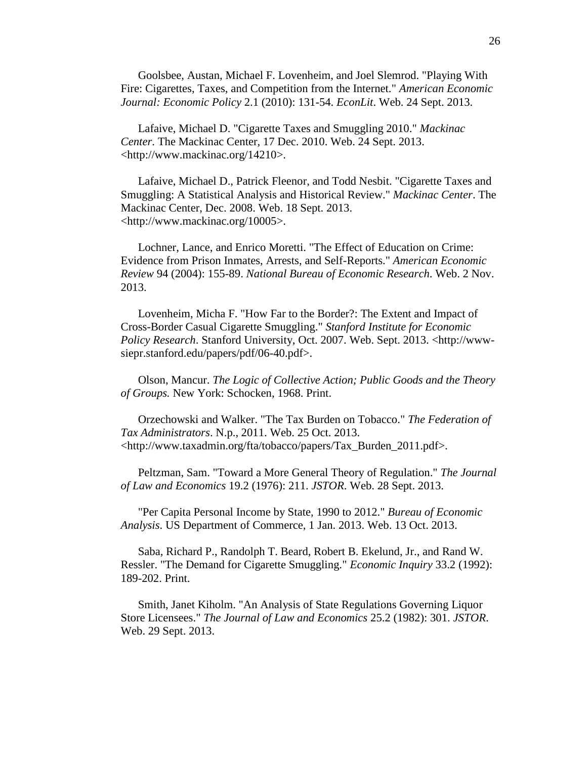Goolsbee, Austan, Michael F. Lovenheim, and Joel Slemrod. "Playing With Fire: Cigarettes, Taxes, and Competition from the Internet." *American Economic Journal: Economic Policy* 2.1 (2010): 131-54. *EconLit*. Web. 24 Sept. 2013.

Lafaive, Michael D. "Cigarette Taxes and Smuggling 2010." *Mackinac Center*. The Mackinac Center, 17 Dec. 2010. Web. 24 Sept. 2013. <http://www.mackinac.org/14210>.

Lafaive, Michael D., Patrick Fleenor, and Todd Nesbit. "Cigarette Taxes and Smuggling: A Statistical Analysis and Historical Review." *Mackinac Center*. The Mackinac Center, Dec. 2008. Web. 18 Sept. 2013. <http://www.mackinac.org/10005>.

Lochner, Lance, and Enrico Moretti. "The Effect of Education on Crime: Evidence from Prison Inmates, Arrests, and Self-Reports." *American Economic Review* 94 (2004): 155-89. *National Bureau of Economic Research*. Web. 2 Nov. 2013.

Lovenheim, Micha F. "How Far to the Border?: The Extent and Impact of Cross-Border Casual Cigarette Smuggling." *Stanford Institute for Economic Policy Research*. Stanford University, Oct. 2007. Web. Sept. 2013. <http://www-siepr.stanford.edu/papers/pdf/06-40.pdf>.

Olson, Mancur. *The Logic of Collective Action; Public Goods and the Theory of Groups.* New York: Schocken, 1968. Print.

Orzechowski and Walker. "The Tax Burden on Tobacco." *The Federation of Tax Administrators*. N.p., 2011. Web. 25 Oct. 2013. <http://www.taxadmin.org/fta/tobacco/papers/Tax_Burden_2011.pdf>.

Peltzman, Sam. "Toward a More General Theory of Regulation." *The Journal of Law and Economics* 19.2 (1976): 211. *JSTOR*. Web. 28 Sept. 2013.

"Per Capita Personal Income by State, 1990 to 2012." *Bureau of Economic Analysis*. US Department of Commerce, 1 Jan. 2013. Web. 13 Oct. 2013.

Saba, Richard P., Randolph T. Beard, Robert B. Ekelund, Jr., and Rand W. Ressler. "The Demand for Cigarette Smuggling." *Economic Inquiry* 33.2 (1992): 189-202. Print.

Smith, Janet Kiholm. "An Analysis of State Regulations Governing Liquor Store Licensees." *The Journal of Law and Economics* 25.2 (1982): 301. *JSTOR*. Web. 29 Sept. 2013.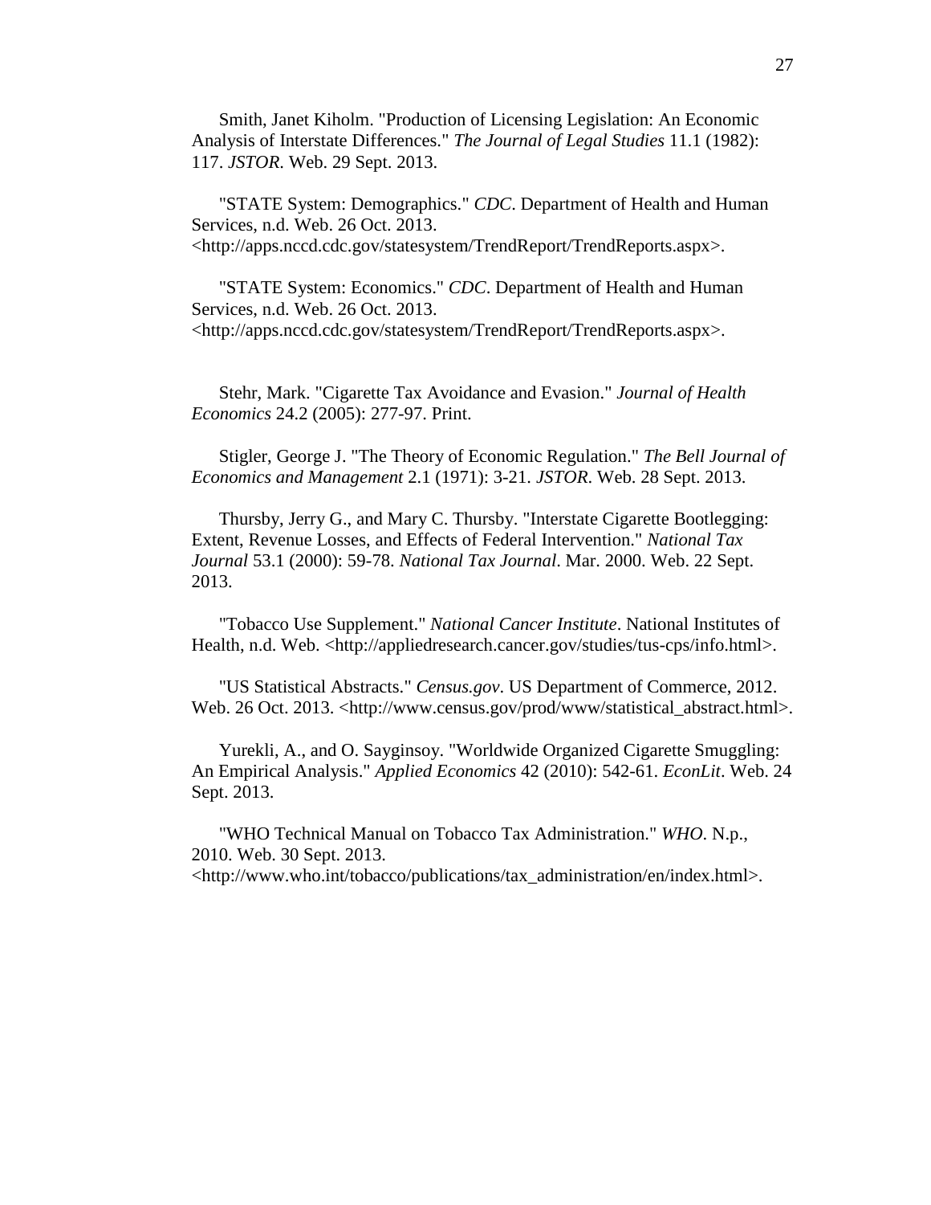Smith, Janet Kiholm. "Production of Licensing Legislation: An Economic Analysis of Interstate Differences." *The Journal of Legal Studies* 11.1 (1982): 117. *JSTOR*. Web. 29 Sept. 2013.

"STATE System: Demographics." *CDC*. Department of Health and Human Services, n.d. Web. 26 Oct. 2013. <http://apps.nccd.cdc.gov/statesystem/TrendReport/TrendReports.aspx>.

"STATE System: Economics." *CDC*. Department of Health and Human Services, n.d. Web. 26 Oct. 2013. <http://apps.nccd.cdc.gov/statesystem/TrendReport/TrendReports.aspx>.

Stehr, Mark. "Cigarette Tax Avoidance and Evasion." *Journal of Health Economics* 24.2 (2005): 277-97. Print.

Stigler, George J. "The Theory of Economic Regulation." *The Bell Journal of Economics and Management* 2.1 (1971): 3-21. *JSTOR*. Web. 28 Sept. 2013.

Thursby, Jerry G., and Mary C. Thursby. "Interstate Cigarette Bootlegging: Extent, Revenue Losses, and Effects of Federal Intervention." *National Tax Journal* 53.1 (2000): 59-78. *National Tax Journal*. Mar. 2000. Web. 22 Sept. 2013.

"Tobacco Use Supplement." *National Cancer Institute*. National Institutes of Health, n.d. Web. <http://appliedresearch.cancer.gov/studies/tus-cps/info.html>.

"US Statistical Abstracts." *Census.gov*. US Department of Commerce, 2012. Web. 26 Oct. 2013. <http://www.census.gov/prod/www/statistical_abstract.html>.

Yurekli, A., and O. Sayginsoy. "Worldwide Organized Cigarette Smuggling: An Empirical Analysis." *Applied Economics* 42 (2010): 542-61. *EconLit*. Web. 24 Sept. 2013.

"WHO Technical Manual on Tobacco Tax Administration." *WHO*. N.p., 2010. Web. 30 Sept. 2013. <http://www.who.int/tobacco/publications/tax_administration/en/index.html>.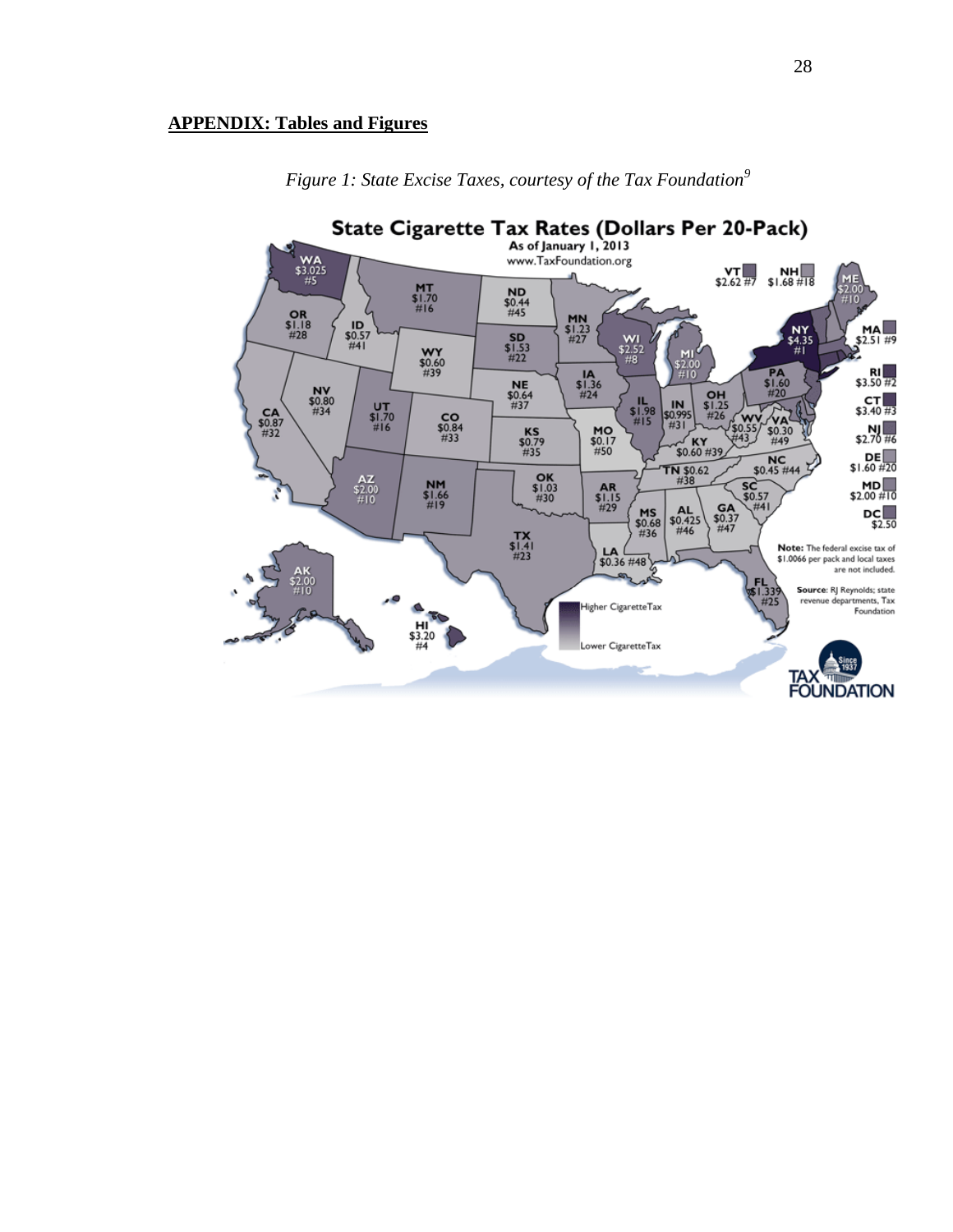## **APPENDIX: Tables and Figures**

*Figure 1: State Excise Taxes, courtesy of the Tax Foundation*[9]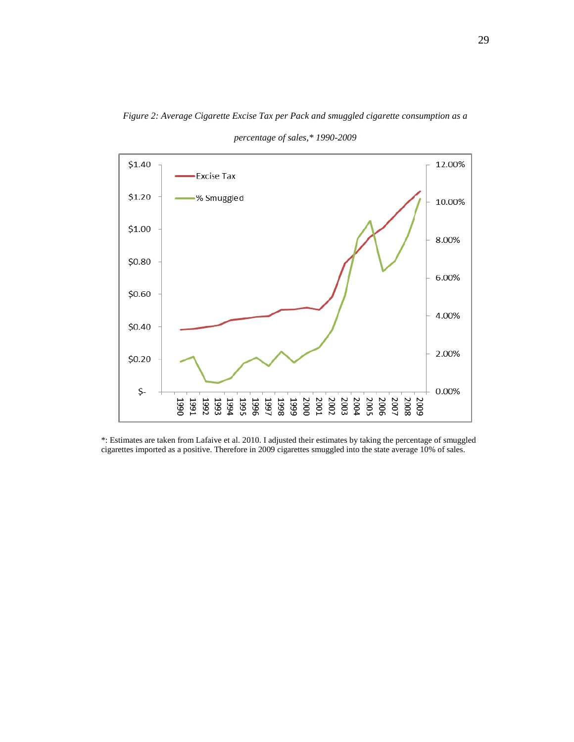*Figure 2: Average Cigarette Excise Tax per Pack and smuggled cigarette consumption as a percentage of sales,* 1990-2009*

*: Estimates are taken from Lafaive et al. 2010. I adjusted their estimates by taking the percentage of smuggled cigarettes imported as a positive. Therefore in 2009 cigarettes smuggled into the state average 10% of sales.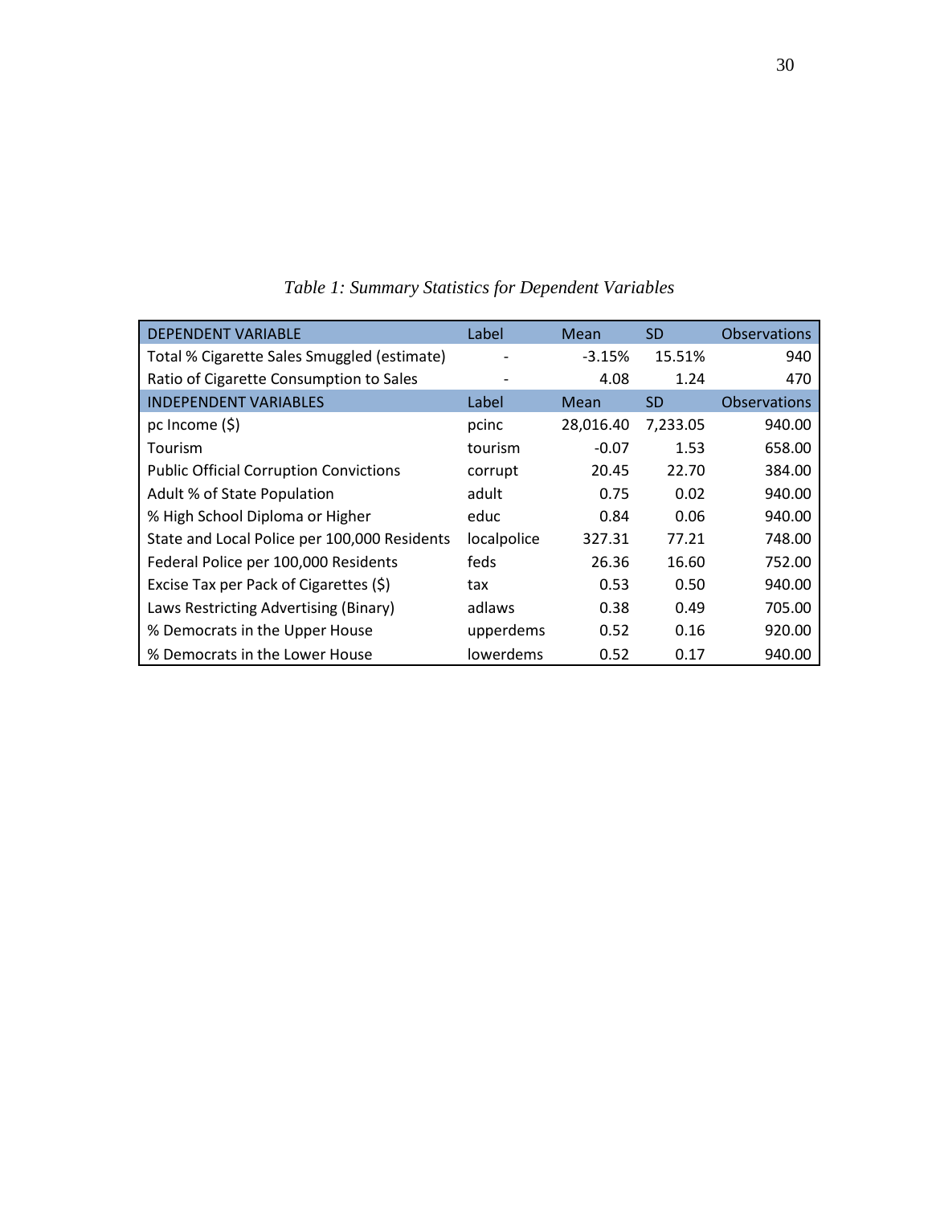*Table 1: Summary Statistics for Dependent Variables*

| DEPENDENT VARIABLE | Label | Mean | SD | Observations |
|---|---|---|---|---|
| Total % Cigarette Sales Smuggled (estimate) | - | -3.15% | 15.51% | 940 |
| Ratio of Cigarette Consumption to Sales | - | 4.08 | 1.24 | 470 |
| INDEPENDENT VARIABLES | Label | Mean | SD | Observations |
| pc Income ($) | pcinc | 28,016.40 | 7,233.05 | 940.00 |
| Tourism | tourism | -0.07 | 1.53 | 658.00 |
| Public Official Corruption Convictions | corrupt | 20.45 | 22.70 | 384.00 |
| Adult % of State Population | adult | 0.75 | 0.02 | 940.00 |
| % High School Diploma or Higher | educ | 0.84 | 0.06 | 940.00 |
| State and Local Police per 100,000 Residents | localpolice | 327.31 | 77.21 | 748.00 |
| Federal Police per 100,000 Residents | feds | 26.36 | 16.60 | 752.00 |
| Excise Tax per Pack of Cigarettes ($) | tax | 0.53 | 0.50 | 940.00 |
| Laws Restricting Advertising (Binary) | adlaws | 0.38 | 0.49 | 705.00 |
| % Democrats in the Upper House | upperdems | 0.52 | 0.16 | 920.00 |
| % Democrats in the Lower House | lowerdems | 0.52 | 0.17 | 940.00 |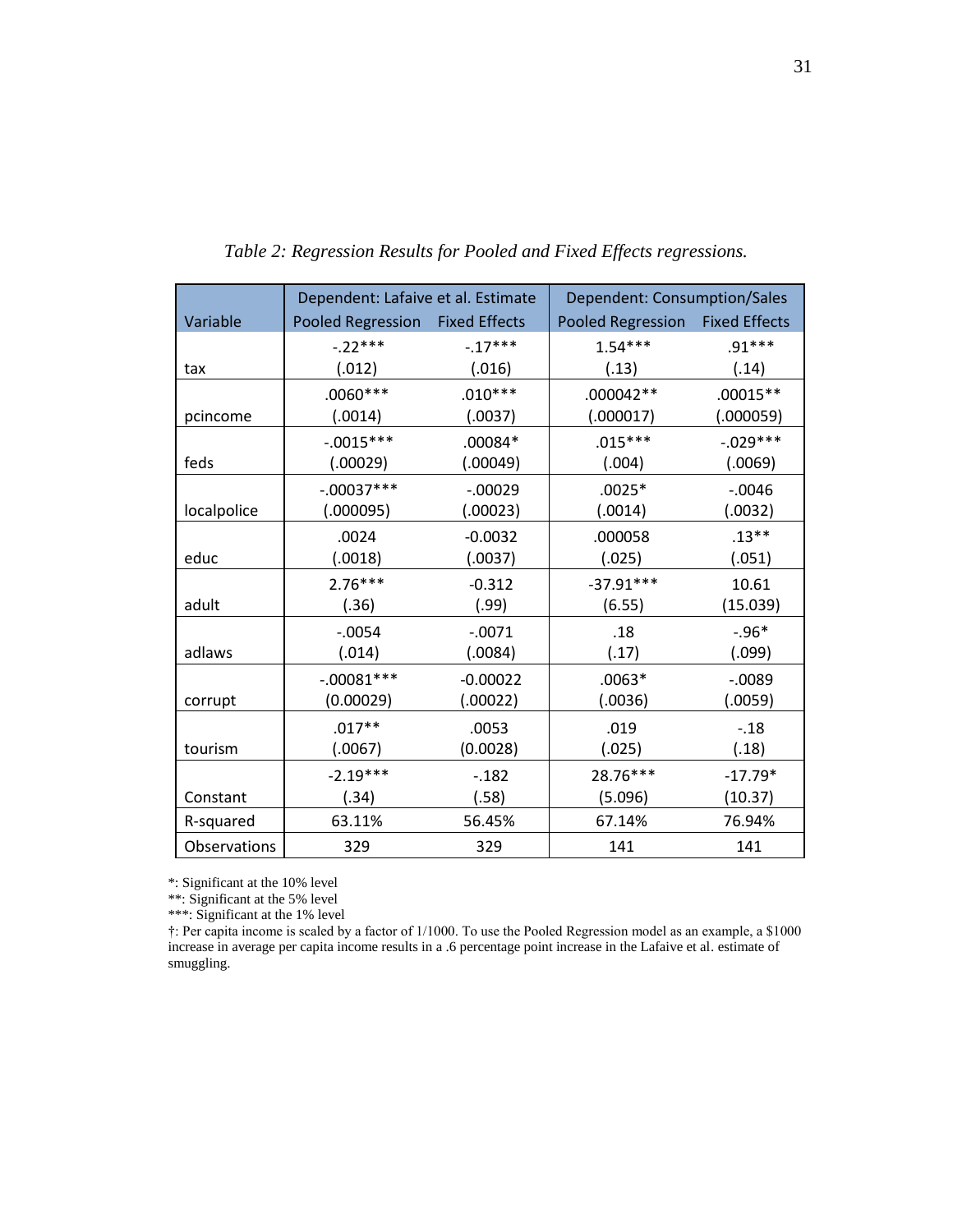*Table 2: Regression Results for Pooled and Fixed Effects regressions.*

| | Dependent: Lafaive et al. Estimate | | Dependent: Consumption/Sales | |
|---|---|---|---|---|
| Variable | Pooled Regression | Fixed Effects | Pooled Regression | Fixed Effects |
| tax | -.22*** (.012) | -.17*** (.016) | 1.54*** (.13) | .91*** (.14) |
| pcincome | .0060*** (.0014) | .010*** (.0037) | .000042** (.000017) | .00015** (.000059) |
| feds | -.0015*** (.00029) | .00084* (.00049) | .015*** (.004) | -.029*** (.0069) |
| localpolice | -.00037*** (.000095) | -.00029 (.00023) | .0025* (.0014) | -.0046 (.0032) |
| educ | .0024 (.0018) | -0.0032 (.0037) | .000058 (.025) | .13** (.051) |
| adult | 2.76*** (.36) | -0.312 (.99) | -37.91*** (6.55) | 10.61 (15.039) |
| adlaws | -.0054 (.014) | -.0071 (.0084) | .18 (.17) | -.96* (.099) |
| corrupt | -.00081*** (0.00029) | -0.00022 (.00022) | .0063* (.0036) | -.0089 (.0059) |
| tourism | .017** (.0067) | .0053 (0.0028) | .019 (.025) | -.18 (.18) |
| Constant | -2.19*** (.34) | -.182 (.58) | 28.76*** (5.096) | -17.79* (10.37) |
| R-squared | 63.11% | 56.45% | 67.14% | 76.94% |
| Observations | 329 | 329 | 141 | 141 |

*: Significant at the 10% level

**: Significant at the 5% level

***: Significant at the 1% level

†: Per capita income is scaled by a factor of 1/1000. To use the Pooled Regression model as an example, a $1000 increase in average per capita income results in a .6 percentage point increase in the Lafaive et al. estimate of smuggling.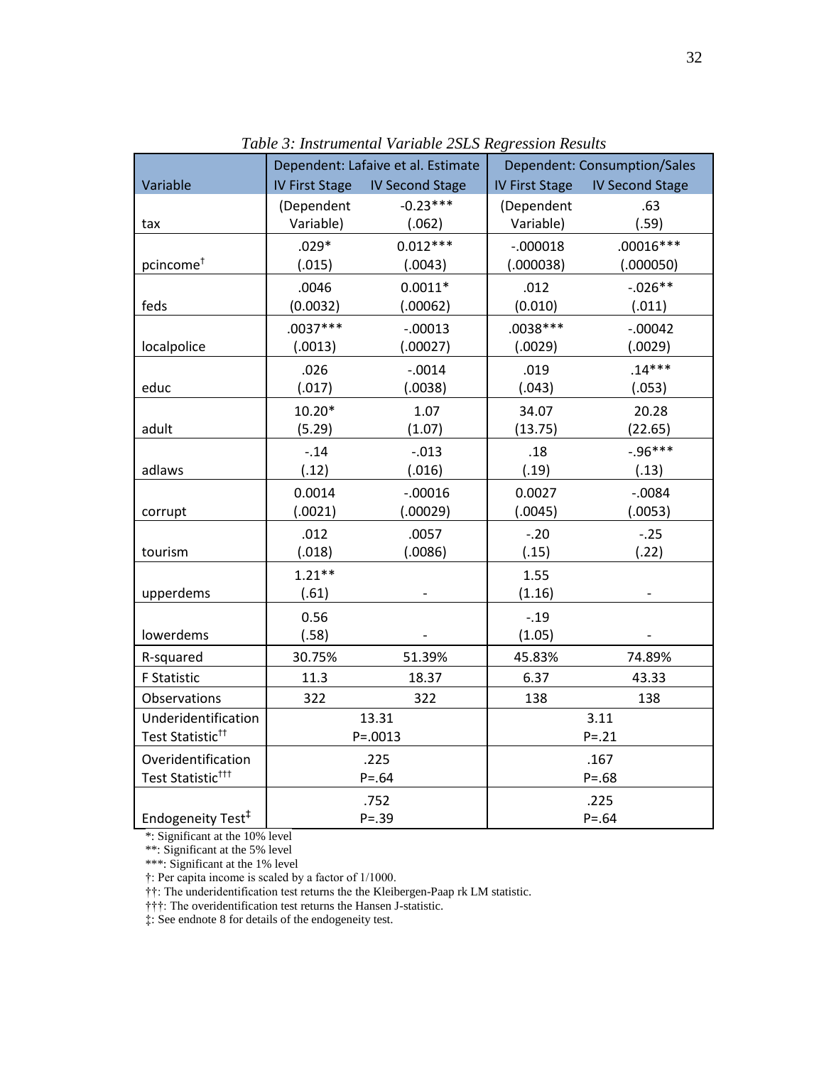*Table 3: Instrumental Variable 2SLS Regression Results*

| Variable | Dependent: Lafaive et al. Estimate | | Dependent: Consumption/Sales | |
|---|---|---|---|---|
| | IV First Stage | IV Second Stage | IV First Stage | IV Second Stage |
| tax | (Dependent Variable) | -0.23*** (.062) | (Dependent Variable) | .63 (.59) |
| pcincome† | .029* (.015) | 0.012*** (.0043) | -.000018 (.000038) | .00016*** (.000050) |
| feds | .0046 (0.0032) | 0.0011* (.00062) | .012 (0.010) | -.026** (.011) |
| localpolice | .0037*** (.0013) | -.00013 (.00027) | .0038*** (.0029) | -.00042 (.0029) |
| educ | .026 (.017) | -.0014 (.0038) | .019 (.043) | .14*** (.053) |
| adult | 10.20* (5.29) | 1.07 (1.07) | 34.07 (13.75) | 20.28 (22.65) |
| adlaws | -.14 (.12) | -.013 (.016) | .18 (.19) | -.96*** (.13) |
| corrupt | 0.0014 (.0021) | -.00016 (.00029) | 0.0027 (.0045) | -.0084 (.0053) |
| tourism | .012 (.018) | .0057 (.0086) | -.20 (.15) | -.25 (.22) |
| upperdems | 1.21** (.61) | - | 1.55 (1.16) | - |
| lowerdems | 0.56 (.58) | - | -.19 (1.05) | - |
| R-squared | 30.75% | 51.39% | 45.83% | 74.89% |
| F Statistic | 11.3 | 18.37 | 6.37 | 43.33 |
| Observations | 322 | 322 | 138 | 138 |
| Underidentification Test Statistic†† | 13.31 P=.0013 | | 3.11 P=.21 | |
| Overidentification Test Statistic††† | .225 P=.64 | | .167 P=.68 | |
| Endogeneity Test‡ | .752 P=.39 | | .225 P=.64 | |

*: Significant at the 10% level
**: Significant at the 5% level
***: Significant at the 1% level
†: Per capita income is scaled by a factor of 1/1000.
††: The underidentification test returns the the Kleibergen-Paap rk LM statistic.
†††: The overidentification test returns the Hansen J-statistic.
‡: See endnote 8 for details of the endogeneity test.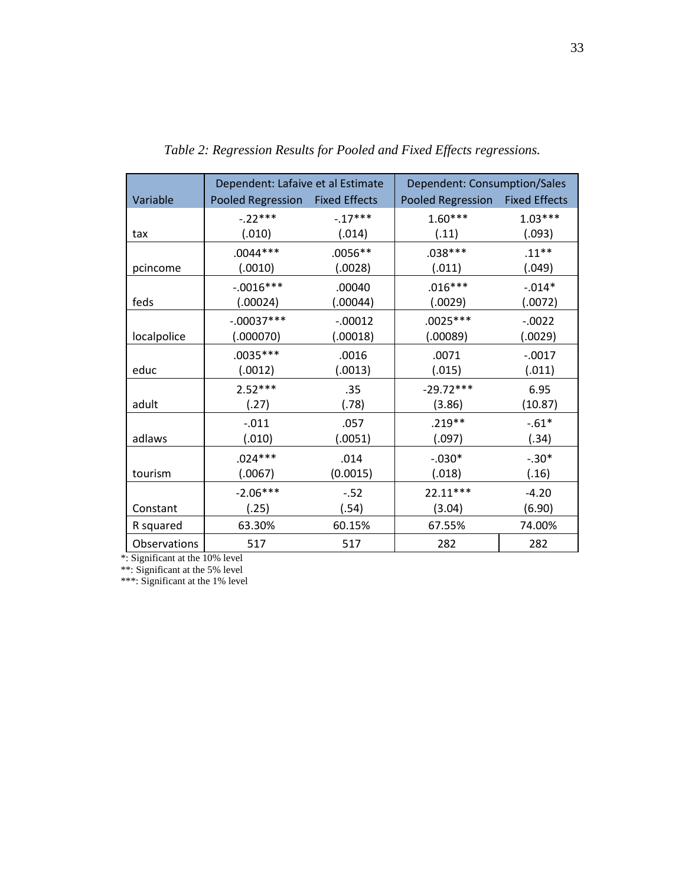*Table 2: Regression Results for Pooled and Fixed Effects regressions.*

| Variable | Dependent: Lafaive et al Estimate | | Dependent: Consumption/Sales | |
|---|---|---|---|---|
| | Pooled Regression | Fixed Effects | Pooled Regression | Fixed Effects |
| tax | -.22***<br>(.010) | -.17***<br>(.014) | 1.60***<br>(.11) | 1.03***<br>(.093) |
| pcincome | .0044***<br>(.0010) | .0056**<br>(.0028) | .038***<br>(.011) | .11**<br>(.049) |
| feds | -.0016***<br>(.00024) | .00040<br>(.00044) | .016***<br>(.0029) | -.014*<br>(.0072) |
| localpolice | -.00037***<br>(.000070) | -.00012<br>(.00018) | .0025***<br>(.00089) | -.0022<br>(.0029) |
| educ | .0035***<br>(.0012) | .0016<br>(.0013) | .0071<br>(.015) | -.0017<br>(.011) |
| adult | 2.52***<br>(.27) | .35<br>(.78) | -29.72***<br>(3.86) | 6.95<br>(10.87) |
| adlaws | -.011<br>(.010) | .057<br>(.0051) | .219**<br>(.097) | -.61*<br>(.34) |
| tourism | .024***<br>(.0067) | .014<br>(0.0015) | -.030*<br>(.018) | -.30*<br>(.16) |
| Constant | -2.06***<br>(.25) | -.52<br>(.54) | 22.11***<br>(3.04) | -4.20<br>(6.90) |
| R squared | 63.30% | 60.15% | 67.55% | 74.00% |
| Observations | 517 | 517 | 282 | 282 |

*: Significant at the 10% level

**: Significant at the 5% level

***: Significant at the 1% level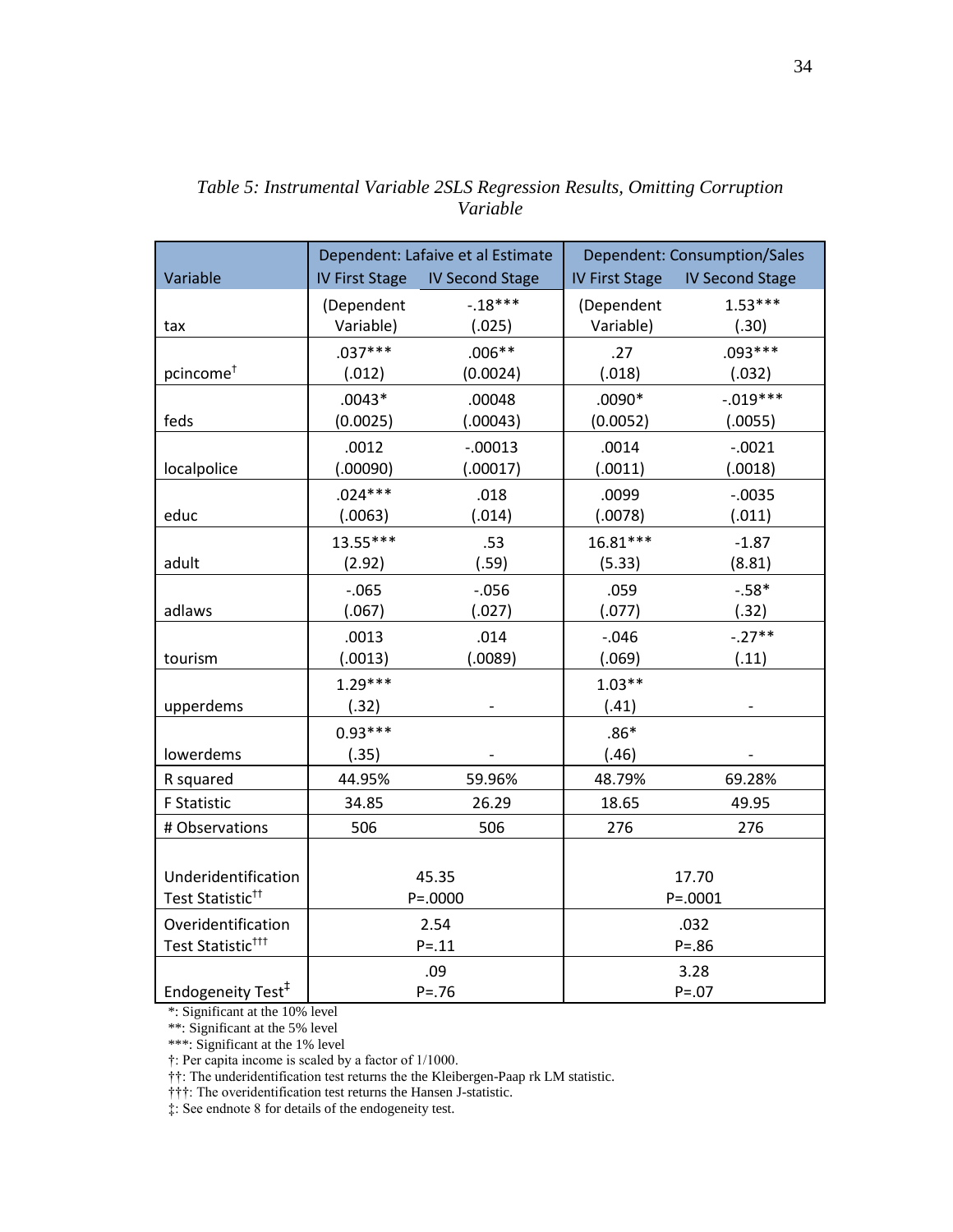*Table 5: Instrumental Variable 2SLS Regression Results, Omitting Corruption Variable*

| Variable | Dependent: Lafaive et al Estimate | | Dependent: Consumption/Sales | |
|---|---|---|---|---|
| | IV First Stage | IV Second Stage | IV First Stage | IV Second Stage |
| tax | (Dependent Variable) | -.18*** (.025) | (Dependent Variable) | 1.53*** (.30) |
| pcincome† | .037*** (.012) | .006** (0.0024) | .27 (.018) | .093*** (.032) |
| feds | .0043* (0.0025) | .00048 (.00043) | .0090* (0.0052) | -.019*** (.0055) |
| localpolice | .0012 (.00090) | -.00013 (.00017) | .0014 (.0011) | -.0021 (.0018) |
| educ | .024*** (.0063) | .018 (.014) | .0099 (.0078) | -.0035 (.011) |
| adult | 13.55*** (2.92) | .53 (.59) | 16.81*** (5.33) | -1.87 (8.81) |
| adlaws | -.065 (.067) | -.056 (.027) | .059 (.077) | -.58* (.32) |
| tourism | .0013 (.0013) | .014 (.0089) | -.046 (.069) | -.27** (.11) |
| upperdems | 1.29*** (.32) | - | 1.03** (.41) | - |
| lowerdems | 0.93*** (.35) | - | .86* (.46) | - |
| R squared | 44.95% | 59.96% | 48.79% | 69.28% |
| F Statistic | 34.85 | 26.29 | 18.65 | 49.95 |
| # Observations | 506 | 506 | 276 | 276 |
| Underidentification Test Statistic†† | 45.35 P=.0000 | | 17.70 P=.0001 | |
| Overidentification Test Statistic††† | 2.54 P=.11 | | .032 P=.86 | |
| Endogeneity Test‡ | .09 P=.76 | | 3.28 P=.07 | |

*: Significant at the 10% level
**: Significant at the 5% level
***: Significant at the 1% level
†: Per capita income is scaled by a factor of 1/1000.
††: The underidentification test returns the the Kleibergen-Paap rk LM statistic.
†††: The overidentification test returns the Hansen J-statistic.
‡: See endnote 8 for details of the endogeneity test.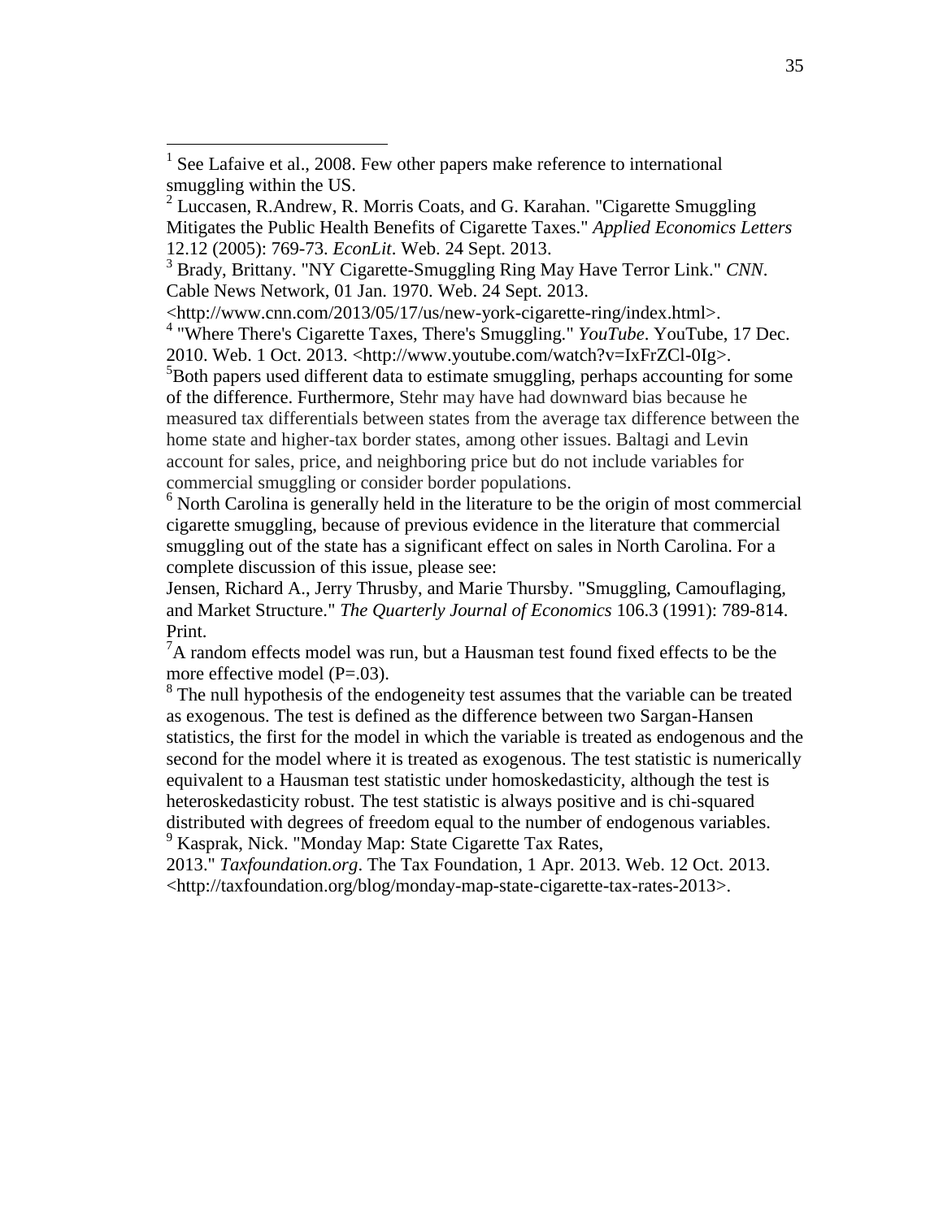[1] See Lafaive et al., 2008. Few other papers make reference to international smuggling within the US.

[2] Luccasen, R.Andrew, R. Morris Coats, and G. Karahan. "Cigarette Smuggling Mitigates the Public Health Benefits of Cigarette Taxes." *Applied Economics Letters* 12.12 (2005): 769-73. *EconLit*. Web. 24 Sept. 2013.

[3] Brady, Brittany. "NY Cigarette-Smuggling Ring May Have Terror Link." *CNN*. Cable News Network, 01 Jan. 1970. Web. 24 Sept. 2013. <http://www.cnn.com/2013/05/17/us/new-york-cigarette-ring/index.html>.

[4] "Where There's Cigarette Taxes, There's Smuggling." *YouTube*. YouTube, 17 Dec. 2010. Web. 1 Oct. 2013. <http://www.youtube.com/watch?v=IxFrZCl-0Ig>.

[5] Both papers used different data to estimate smuggling, perhaps accounting for some of the difference. Furthermore, Stehr may have had downward bias because he measured tax differentials between states from the average tax difference between the home state and higher-tax border states, among other issues. Baltagi and Levin account for sales, price, and neighboring price but do not include variables for commercial smuggling or consider border populations.

[6] North Carolina is generally held in the literature to be the origin of most commercial cigarette smuggling, because of previous evidence in the literature that commercial smuggling out of the state has a significant effect on sales in North Carolina. For a complete discussion of this issue, please see:
Jensen, Richard A., Jerry Thrusby, and Marie Thursby. "Smuggling, Camouflaging, and Market Structure." *The Quarterly Journal of Economics* 106.3 (1991): 789-814. Print.

[7] A random effects model was run, but a Hausman test found fixed effects to be the more effective model (P=.03).

[8] The null hypothesis of the endogeneity test assumes that the variable can be treated as exogenous. The test is defined as the difference between two Sargan-Hansen statistics, the first for the model in which the variable is treated as endogenous and the second for the model where it is treated as exogenous. The test statistic is numerically equivalent to a Hausman test statistic under homoskedasticity, although the test is heteroskedasticity robust. The test statistic is always positive and is chi-squared distributed with degrees of freedom equal to the number of endogenous variables.

[9] Kasprak, Nick. "Monday Map: State Cigarette Tax Rates, 2013." *Taxfoundation.org*. The Tax Foundation, 1 Apr. 2013. Web. 12 Oct. 2013. <http://taxfoundation.org/blog/monday-map-state-cigarette-tax-rates-2013>.